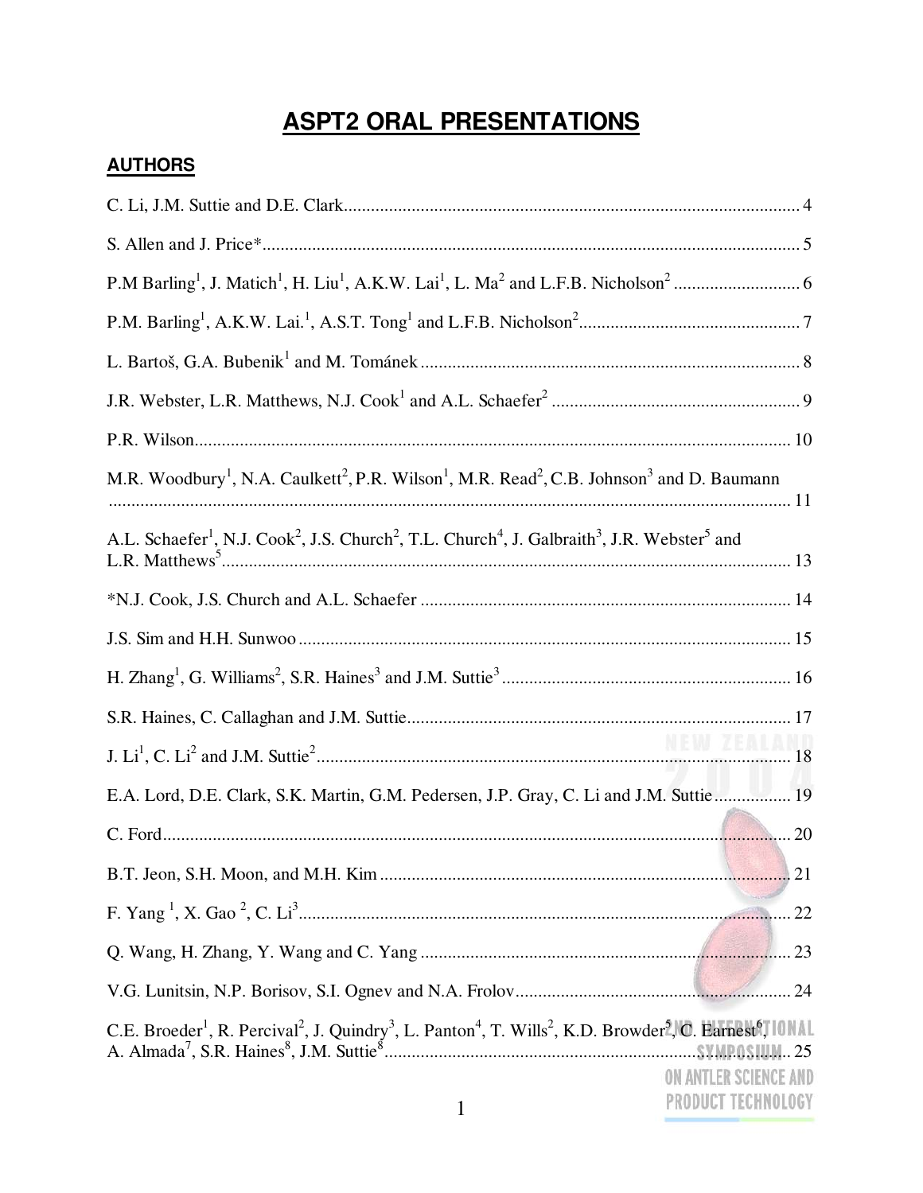# ASPT2 ORAL PRESENTATIONS

## AUTHORS

C. Li, J.M. Suttie and D.E. Clark ........ 4

S. Allen and J. Price* ........ 5

P.M Barling[1], J. Matich[1], H. Liu[1], A.K.W. Lai[1], L. Ma[2] and L.F.B. Nicholson[2] ........ 6

P.M. Barling[1], A.K.W. Lai.[1], A.S.T. Tong[1] and L.F.B. Nicholson[2] ........ 7

L. Bartoš, G.A. Bubenik[1] and M. Tománek ........ 8

J.R. Webster, L.R. Matthews, N.J. Cook[1] and A.L. Schaefer[2] ........ 9

P.R. Wilson ........ 10

M.R. Woodbury[1], N.A. Caulkett[2], P.R. Wilson[1], M.R. Read[2], C.B. Johnson[3] and D. Baumann ........ 11

A.L. Schaefer[1], N.J. Cook[2], J.S. Church[2], T.L. Church[4], J. Galbraith[3], J.R. Webster[5] and L.R. Matthews[5] ........ 13

*N.J. Cook, J.S. Church and A.L. Schaefer ........ 14

J.S. Sim and H.H. Sunwoo ........ 15

H. Zhang[1], G. Williams[2], S.R. Haines[3] and J.M. Suttie[3] ........ 16

S.R. Haines, C. Callaghan and J.M. Suttie ........ 17

J. Li[1], C. Li[2] and J.M. Suttie[2] ........ 18

E.A. Lord, D.E. Clark, S.K. Martin, G.M. Pedersen, J.P. Gray, C. Li and J.M. Suttie ........ 19

C. Ford ........ 20

B.T. Jeon, S.H. Moon, and M.H. Kim ........ 21

F. Yang [1], X. Gao [2], C. Li[3] ........ 22

Q. Wang, H. Zhang, Y. Wang and C. Yang ........ 23

V.G. Lunitsin, N.P. Borisov, S.I. Ognev and N.A. Frolov ........ 24

C.E. Broeder[1], R. Percival[2], J. Quindry[3], L. Panton[4], T. Wills[2], K.D. Browder[5], C. Earnest[6], A. Almada[7], S.R. Haines[8], J.M. Suttie[8] ........ 25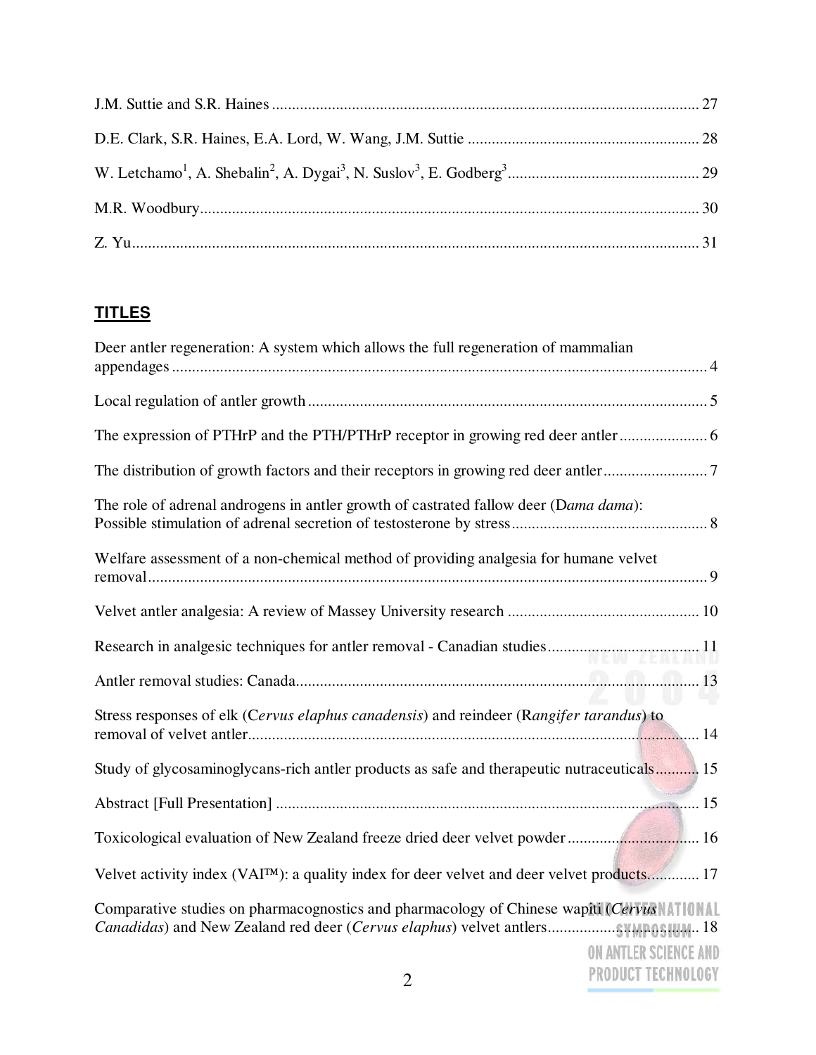J.M. Suttie and S.R. Haines ........................................................................................................... 27

D.E. Clark, S.R. Haines, E.A. Lord, W. Wang, J.M. Suttie .......................................................... 28

W. Letchamo[1], A. Shebalin[2], A. Dygai[3], N. Suslov[3], E. Godberg[3] ................................................ 29

M.R. Woodbury............................................................................................................................. 30

Z. Yu.............................................................................................................................................. 31

## TITLES

Deer antler regeneration: A system which allows the full regeneration of mammalian appendages ...................................................................................................................................... 4

Local regulation of antler growth .................................................................................................... 5

The expression of PTHrP and the PTH/PTHrP receptor in growing red deer antler ...................... 6

The distribution of growth factors and their receptors in growing red deer antler .......................... 7

The role of adrenal androgens in antler growth of castrated fallow deer (D*ama dama*): Possible stimulation of adrenal secretion of testosterone by stress ................................................. 8

Welfare assessment of a non-chemical method of providing analgesia for humane velvet removal............................................................................................................................................. 9

Velvet antler analgesia: A review of Massey University research ................................................ 10

Research in analgesic techniques for antler removal - Canadian studies...................................... 11

Antler removal studies: Canada...................................................................................................... 13

Stress responses of elk (C*ervus elaphus canadensis*) and reindeer (R*angifer tarandus*) to removal of velvet antler.................................................................................................................. 14

Study of glycosaminoglycans-rich antler products as safe and therapeutic nutraceuticals........... 15

Abstract [Full Presentation] ........................................................................................................... 15

Toxicological evaluation of New Zealand freeze dried deer velvet powder ................................. 16

Velvet activity index (VAI™): a quality index for deer velvet and deer velvet products............. 17

Comparative studies on pharmacognostics and pharmacology of Chinese wapiti (*Cervus Canadidas*) and New Zealand red deer (*Cervus elaphus*) velvet antlers........................................ 18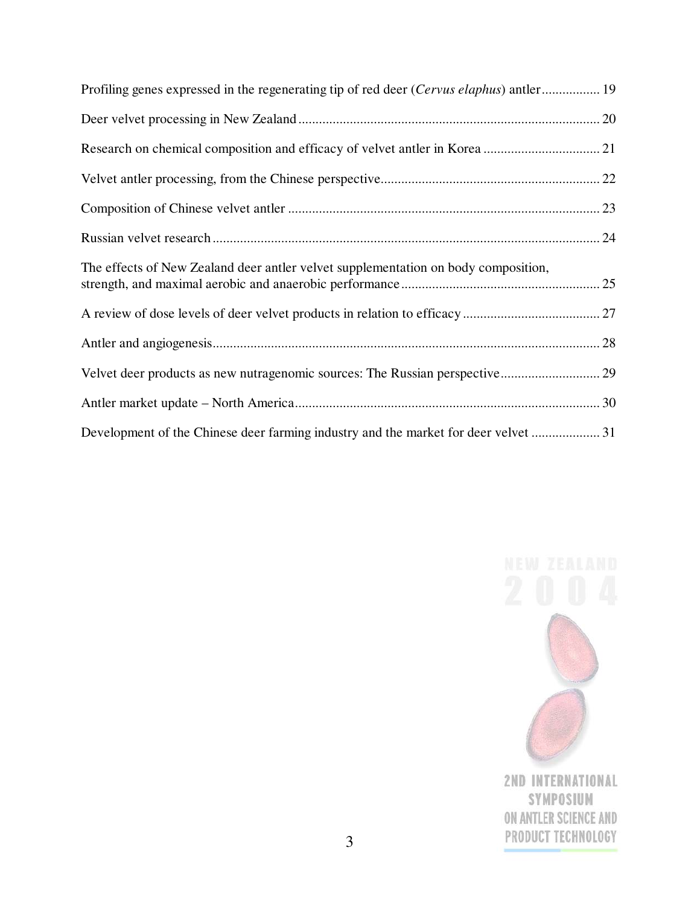Profiling genes expressed in the regenerating tip of red deer (*Cervus elaphus*) antler ................. 19

Deer velvet processing in New Zealand ........................................................................................ 20

Research on chemical composition and efficacy of velvet antler in Korea .................................. 21

Velvet antler processing, from the Chinese perspective................................................................ 22

Composition of Chinese velvet antler ........................................................................................... 23

Russian velvet research ................................................................................................................. 24

The effects of New Zealand deer antler velvet supplementation on body composition, strength, and maximal aerobic and anaerobic performance .......................................................... 25

A review of dose levels of deer velvet products in relation to efficacy ........................................ 27

Antler and angiogenesis................................................................................................................. 28

Velvet deer products as new nutragenomic sources: The Russian perspective............................. 29

Antler market update – North America......................................................................................... 30

Development of the Chinese deer farming industry and the market for deer velvet .................... 31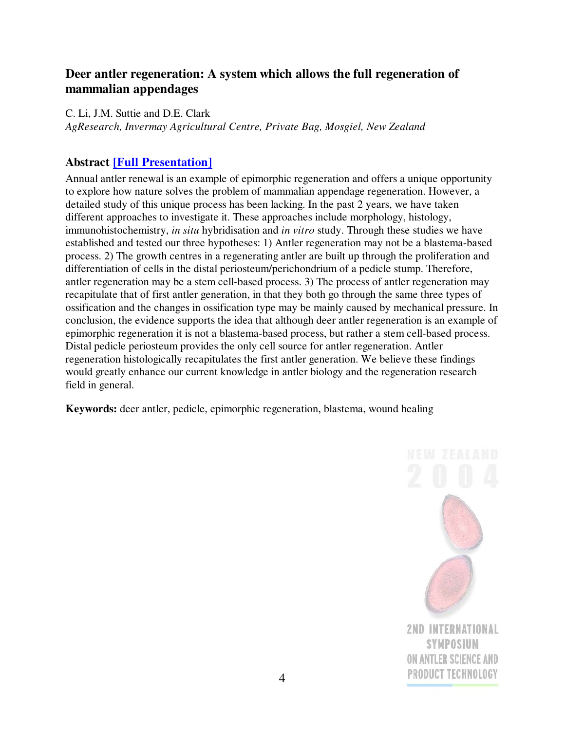## Deer antler regeneration: A system which allows the full regeneration of mammalian appendages

C. Li, J.M. Suttie and D.E. Clark

*AgResearch, Invermay Agricultural Centre, Private Bag, Mosgiel, New Zealand*

### Abstract [Full Presentation]

Annual antler renewal is an example of epimorphic regeneration and offers a unique opportunity to explore how nature solves the problem of mammalian appendage regeneration. However, a detailed study of this unique process has been lacking. In the past 2 years, we have taken different approaches to investigate it. These approaches include morphology, histology, immunohistochemistry, *in situ* hybridisation and *in vitro* study. Through these studies we have established and tested our three hypotheses: 1) Antler regeneration may not be a blastema-based process. 2) The growth centres in a regenerating antler are built up through the proliferation and differentiation of cells in the distal periosteum/perichondrium of a pedicle stump. Therefore, antler regeneration may be a stem cell-based process. 3) The process of antler regeneration may recapitulate that of first antler generation, in that they both go through the same three types of ossification and the changes in ossification type may be mainly caused by mechanical pressure. In conclusion, the evidence supports the idea that although deer antler regeneration is an example of epimorphic regeneration it is not a blastema-based process, but rather a stem cell-based process. Distal pedicle periosteum provides the only cell source for antler regeneration. Antler regeneration histologically recapitulates the first antler generation. We believe these findings would greatly enhance our current knowledge in antler biology and the regeneration research field in general.

**Keywords:** deer antler, pedicle, epimorphic regeneration, blastema, wound healing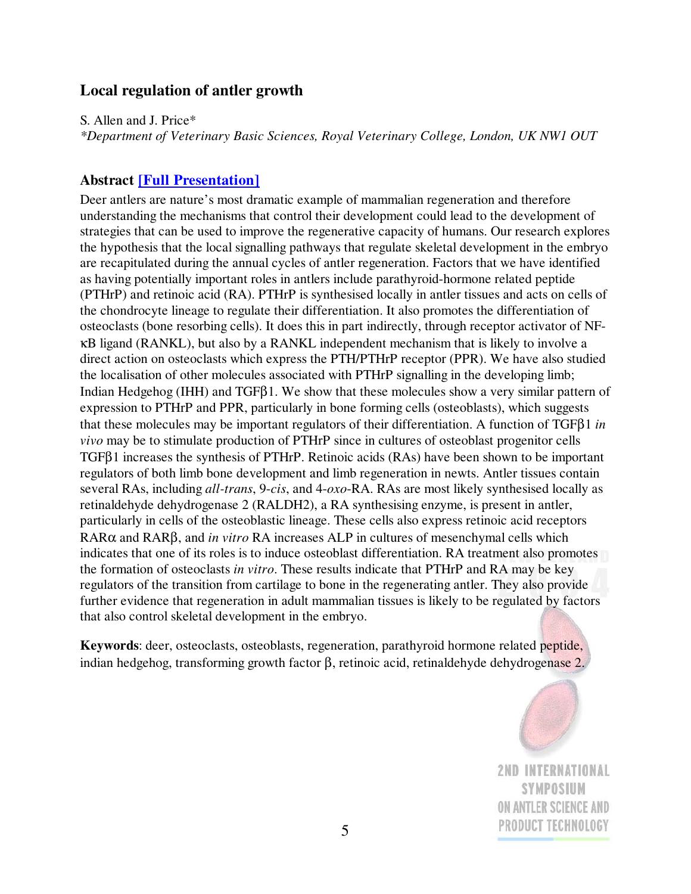## Local regulation of antler growth

S. Allen and J. Price*

*\*Department of Veterinary Basic Sciences, Royal Veterinary College, London, UK NW1 OUT*

### Abstract [Full Presentation]

Deer antlers are nature's most dramatic example of mammalian regeneration and therefore understanding the mechanisms that control their development could lead to the development of strategies that can be used to improve the regenerative capacity of humans. Our research explores the hypothesis that the local signalling pathways that regulate skeletal development in the embryo are recapitulated during the annual cycles of antler regeneration. Factors that we have identified as having potentially important roles in antlers include parathyroid-hormone related peptide (PTHrP) and retinoic acid (RA). PTHrP is synthesised locally in antler tissues and acts on cells of the chondrocyte lineage to regulate their differentiation. It also promotes the differentiation of osteoclasts (bone resorbing cells). It does this in part indirectly, through receptor activator of NF-κB ligand (RANKL), but also by a RANKL independent mechanism that is likely to involve a direct action on osteoclasts which express the PTH/PTHrP receptor (PPR). We have also studied the localisation of other molecules associated with PTHrP signalling in the developing limb; Indian Hedgehog (IHH) and TGFβ1. We show that these molecules show a very similar pattern of expression to PTHrP and PPR, particularly in bone forming cells (osteoblasts), which suggests that these molecules may be important regulators of their differentiation. A function of TGFβ1 *in vivo* may be to stimulate production of PTHrP since in cultures of osteoblast progenitor cells TGFβ1 increases the synthesis of PTHrP. Retinoic acids (RAs) have been shown to be important regulators of both limb bone development and limb regeneration in newts. Antler tissues contain several RAs, including *all-trans*, 9-*cis*, and 4-*oxo*-RA. RAs are most likely synthesised locally as retinaldehyde dehydrogenase 2 (RALDH2), a RA synthesising enzyme, is present in antler, particularly in cells of the osteoblastic lineage. These cells also express retinoic acid receptors RARα and RARβ, and *in vitro* RA increases ALP in cultures of mesenchymal cells which indicates that one of its roles is to induce osteoblast differentiation. RA treatment also promotes the formation of osteoclasts *in vitro*. These results indicate that PTHrP and RA may be key regulators of the transition from cartilage to bone in the regenerating antler. They also provide further evidence that regeneration in adult mammalian tissues is likely to be regulated by factors that also control skeletal development in the embryo.

**Keywords**: deer, osteoclasts, osteoblasts, regeneration, parathyroid hormone related peptide, indian hedgehog, transforming growth factor β, retinoic acid, retinaldehyde dehydrogenase 2.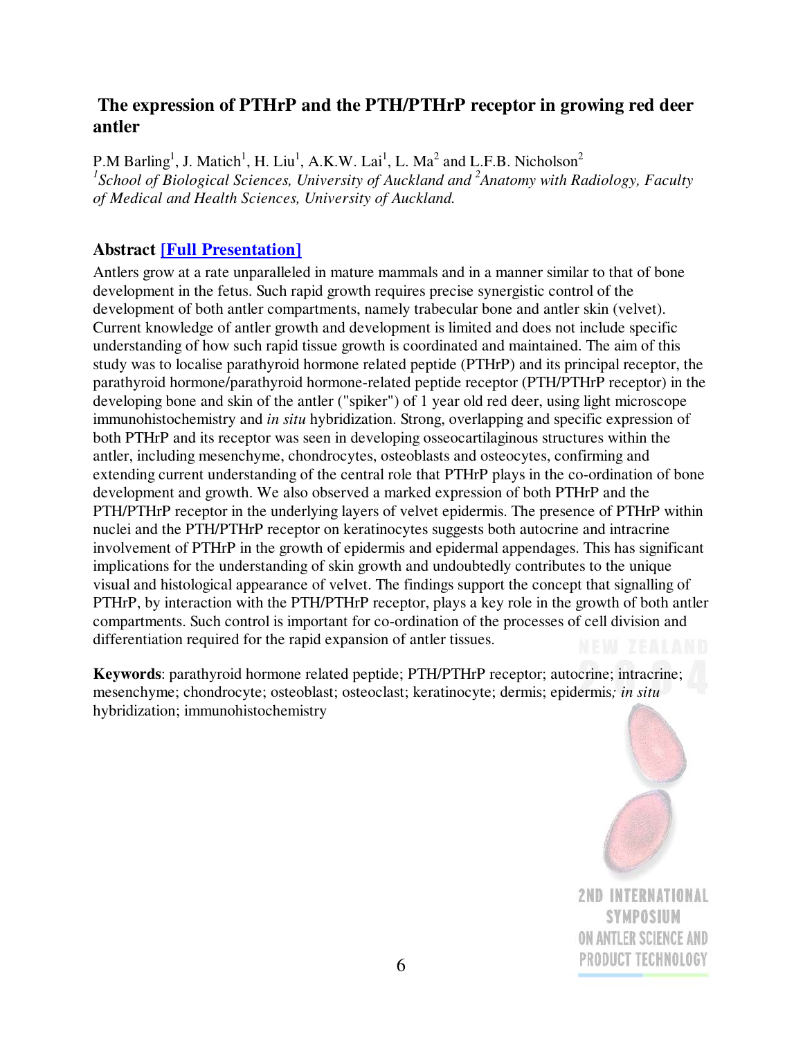# The expression of PTHrP and the PTH/PTHrP receptor in growing red deer antler

P.M Barling[1], J. Matich[1], H. Liu[1], A.K.W. Lai[1], L. Ma[2] and L.F.B. Nicholson[2]

*[1]School of Biological Sciences, University of Auckland and [2]Anatomy with Radiology, Faculty of Medical and Health Sciences, University of Auckland.*

## Abstract [Full Presentation]

Antlers grow at a rate unparalleled in mature mammals and in a manner similar to that of bone development in the fetus. Such rapid growth requires precise synergistic control of the development of both antler compartments, namely trabecular bone and antler skin (velvet). Current knowledge of antler growth and development is limited and does not include specific understanding of how such rapid tissue growth is coordinated and maintained. The aim of this study was to localise parathyroid hormone related peptide (PTHrP) and its principal receptor, the parathyroid hormone/parathyroid hormone-related peptide receptor (PTH/PTHrP receptor) in the developing bone and skin of the antler ("spiker") of 1 year old red deer, using light microscope immunohistochemistry and *in situ* hybridization. Strong, overlapping and specific expression of both PTHrP and its receptor was seen in developing osseocartilaginous structures within the antler, including mesenchyme, chondrocytes, osteoblasts and osteocytes, confirming and extending current understanding of the central role that PTHrP plays in the co-ordination of bone development and growth. We also observed a marked expression of both PTHrP and the PTH/PTHrP receptor in the underlying layers of velvet epidermis. The presence of PTHrP within nuclei and the PTH/PTHrP receptor on keratinocytes suggests both autocrine and intracrine involvement of PTHrP in the growth of epidermis and epidermal appendages. This has significant implications for the understanding of skin growth and undoubtedly contributes to the unique visual and histological appearance of velvet. The findings support the concept that signalling of PTHrP, by interaction with the PTH/PTHrP receptor, plays a key role in the growth of both antler compartments. Such control is important for co-ordination of the processes of cell division and differentiation required for the rapid expansion of antler tissues.

**Keywords**: parathyroid hormone related peptide; PTH/PTHrP receptor; autocrine; intracrine; mesenchyme; chondrocyte; osteoblast; osteoclast; keratinocyte; dermis; epidermis; *in situ* hybridization; immunohistochemistry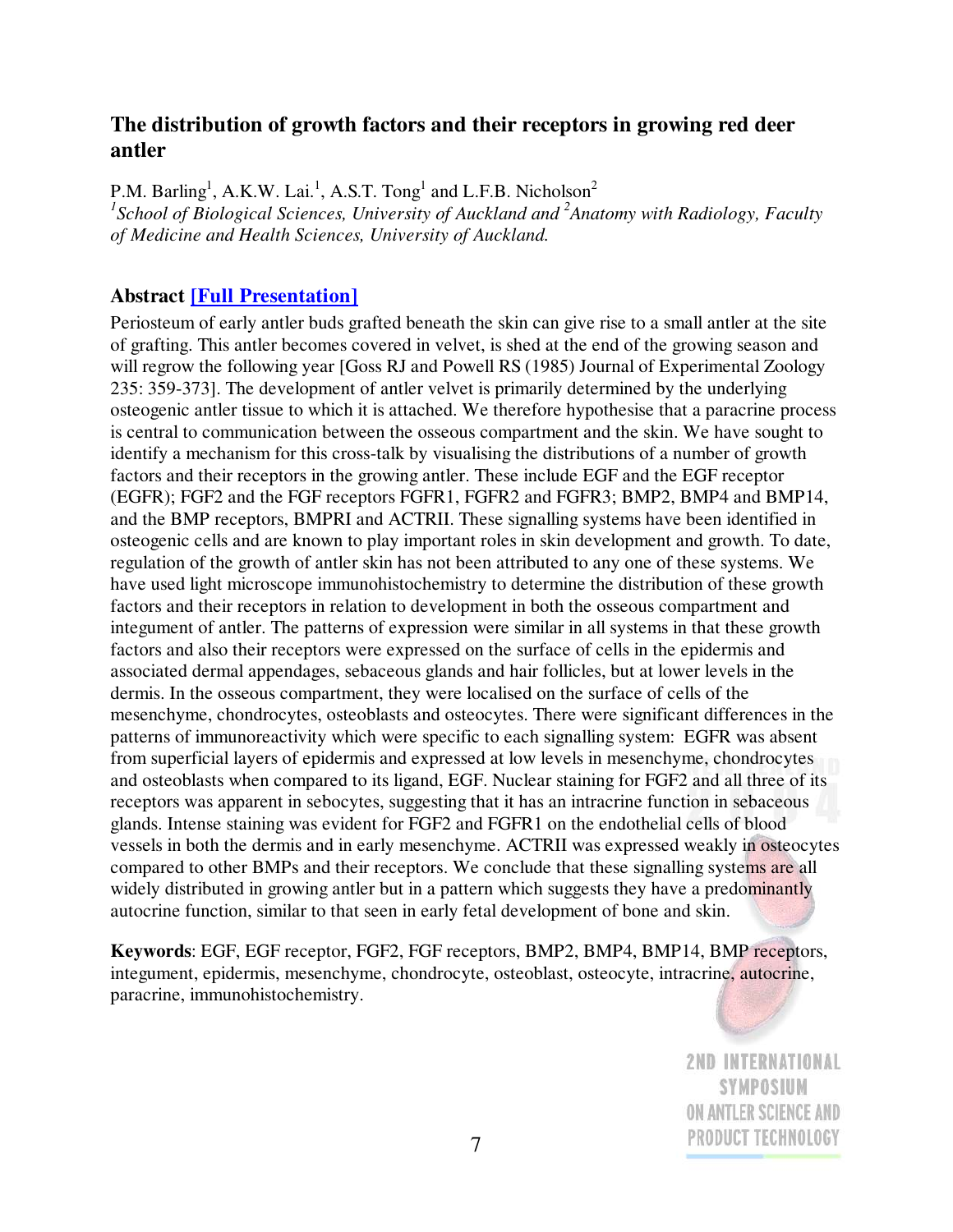## The distribution of growth factors and their receptors in growing red deer antler

P.M. Barling[1], A.K.W. Lai.[1], A.S.T. Tong[1] and L.F.B. Nicholson[2]

*[1]School of Biological Sciences, University of Auckland and [2]Anatomy with Radiology, Faculty of Medicine and Health Sciences, University of Auckland.*

### Abstract [Full Presentation]

Periosteum of early antler buds grafted beneath the skin can give rise to a small antler at the site of grafting. This antler becomes covered in velvet, is shed at the end of the growing season and will regrow the following year [Goss RJ and Powell RS (1985) Journal of Experimental Zoology 235: 359-373]. The development of antler velvet is primarily determined by the underlying osteogenic antler tissue to which it is attached. We therefore hypothesise that a paracrine process is central to communication between the osseous compartment and the skin. We have sought to identify a mechanism for this cross-talk by visualising the distributions of a number of growth factors and their receptors in the growing antler. These include EGF and the EGF receptor (EGFR); FGF2 and the FGF receptors FGFR1, FGFR2 and FGFR3; BMP2, BMP4 and BMP14, and the BMP receptors, BMPRI and ACTRII. These signalling systems have been identified in osteogenic cells and are known to play important roles in skin development and growth. To date, regulation of the growth of antler skin has not been attributed to any one of these systems. We have used light microscope immunohistochemistry to determine the distribution of these growth factors and their receptors in relation to development in both the osseous compartment and integument of antler. The patterns of expression were similar in all systems in that these growth factors and also their receptors were expressed on the surface of cells in the epidermis and associated dermal appendages, sebaceous glands and hair follicles, but at lower levels in the dermis. In the osseous compartment, they were localised on the surface of cells of the mesenchyme, chondrocytes, osteoblasts and osteocytes. There were significant differences in the patterns of immunoreactivity which were specific to each signalling system: EGFR was absent from superficial layers of epidermis and expressed at low levels in mesenchyme, chondrocytes and osteoblasts when compared to its ligand, EGF. Nuclear staining for FGF2 and all three of its receptors was apparent in sebocytes, suggesting that it has an intracrine function in sebaceous glands. Intense staining was evident for FGF2 and FGFR1 on the endothelial cells of blood vessels in both the dermis and in early mesenchyme. ACTRII was expressed weakly in osteocytes compared to other BMPs and their receptors. We conclude that these signalling systems are all widely distributed in growing antler but in a pattern which suggests they have a predominantly autocrine function, similar to that seen in early fetal development of bone and skin.

**Keywords**: EGF, EGF receptor, FGF2, FGF receptors, BMP2, BMP4, BMP14, BMP receptors, integument, epidermis, mesenchyme, chondrocyte, osteoblast, osteocyte, intracrine, autocrine, paracrine, immunohistochemistry.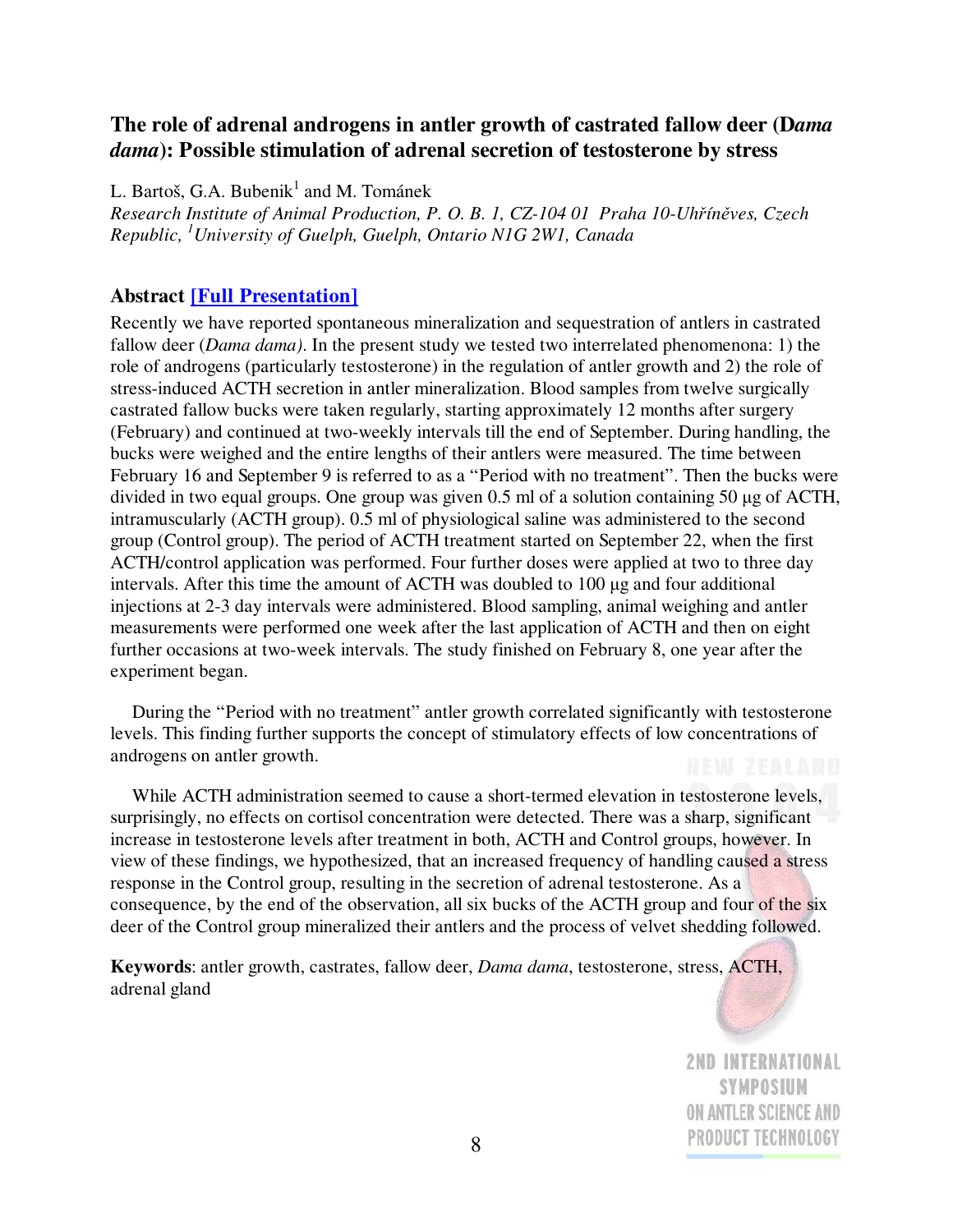## The role of adrenal androgens in antler growth of castrated fallow deer (*Dama dama*): Possible stimulation of adrenal secretion of testosterone by stress

L. Bartoš, G.A. Bubenik[1] and M. Tománek

*Research Institute of Animal Production, P. O. B. 1, CZ-104 01 Praha 10-Uhříněves, Czech Republic, [1]University of Guelph, Guelph, Ontario N1G 2W1, Canada*

### Abstract [Full Presentation]

Recently we have reported spontaneous mineralization and sequestration of antlers in castrated fallow deer (*Dama dama)*. In the present study we tested two interrelated phenomenona: 1) the role of androgens (particularly testosterone) in the regulation of antler growth and 2) the role of stress-induced ACTH secretion in antler mineralization. Blood samples from twelve surgically castrated fallow bucks were taken regularly, starting approximately 12 months after surgery (February) and continued at two-weekly intervals till the end of September. During handling, the bucks were weighed and the entire lengths of their antlers were measured. The time between February 16 and September 9 is referred to as a "Period with no treatment". Then the bucks were divided in two equal groups. One group was given 0.5 ml of a solution containing 50 µg of ACTH, intramuscularly (ACTH group). 0.5 ml of physiological saline was administered to the second group (Control group). The period of ACTH treatment started on September 22, when the first ACTH/control application was performed. Four further doses were applied at two to three day intervals. After this time the amount of ACTH was doubled to 100 µg and four additional injections at 2-3 day intervals were administered. Blood sampling, animal weighing and antler measurements were performed one week after the last application of ACTH and then on eight further occasions at two-week intervals. The study finished on February 8, one year after the experiment began.

During the "Period with no treatment" antler growth correlated significantly with testosterone levels. This finding further supports the concept of stimulatory effects of low concentrations of androgens on antler growth.

While ACTH administration seemed to cause a short-termed elevation in testosterone levels, surprisingly, no effects on cortisol concentration were detected. There was a sharp, significant increase in testosterone levels after treatment in both, ACTH and Control groups, however. In view of these findings, we hypothesized, that an increased frequency of handling caused a stress response in the Control group, resulting in the secretion of adrenal testosterone. As a consequence, by the end of the observation, all six bucks of the ACTH group and four of the six deer of the Control group mineralized their antlers and the process of velvet shedding followed.

**Keywords**: antler growth, castrates, fallow deer, *Dama dama*, testosterone, stress, ACTH, adrenal gland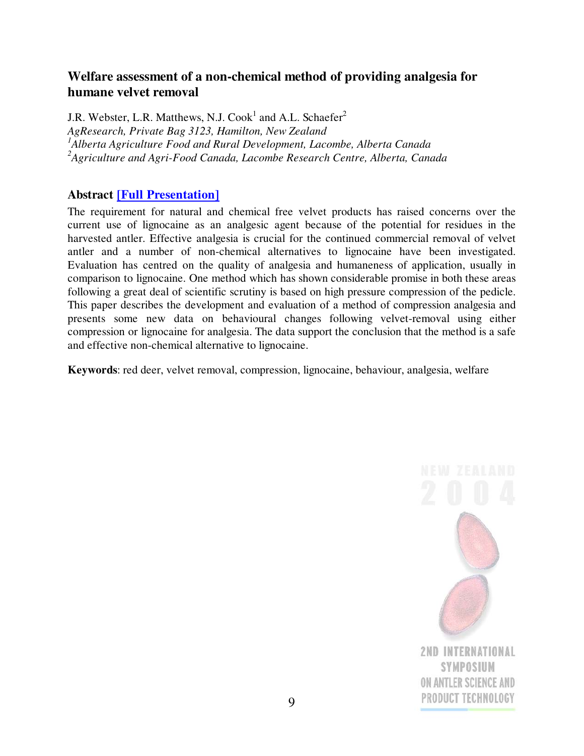# Welfare assessment of a non-chemical method of providing analgesia for humane velvet removal

J.R. Webster, L.R. Matthews, N.J. Cook[1] and A.L. Schaefer[2]

*AgResearch, Private Bag 3123, Hamilton, New Zealand*

*[1]Alberta Agriculture Food and Rural Development, Lacombe, Alberta Canada*

*[2]Agriculture and Agri-Food Canada, Lacombe Research Centre, Alberta, Canada*

## Abstract [Full Presentation]

The requirement for natural and chemical free velvet products has raised concerns over the current use of lignocaine as an analgesic agent because of the potential for residues in the harvested antler. Effective analgesia is crucial for the continued commercial removal of velvet antler and a number of non-chemical alternatives to lignocaine have been investigated. Evaluation has centred on the quality of analgesia and humaneness of application, usually in comparison to lignocaine. One method which has shown considerable promise in both these areas following a great deal of scientific scrutiny is based on high pressure compression of the pedicle. This paper describes the development and evaluation of a method of compression analgesia and presents some new data on behavioural changes following velvet-removal using either compression or lignocaine for analgesia. The data support the conclusion that the method is a safe and effective non-chemical alternative to lignocaine.

**Keywords**: red deer, velvet removal, compression, lignocaine, behaviour, analgesia, welfare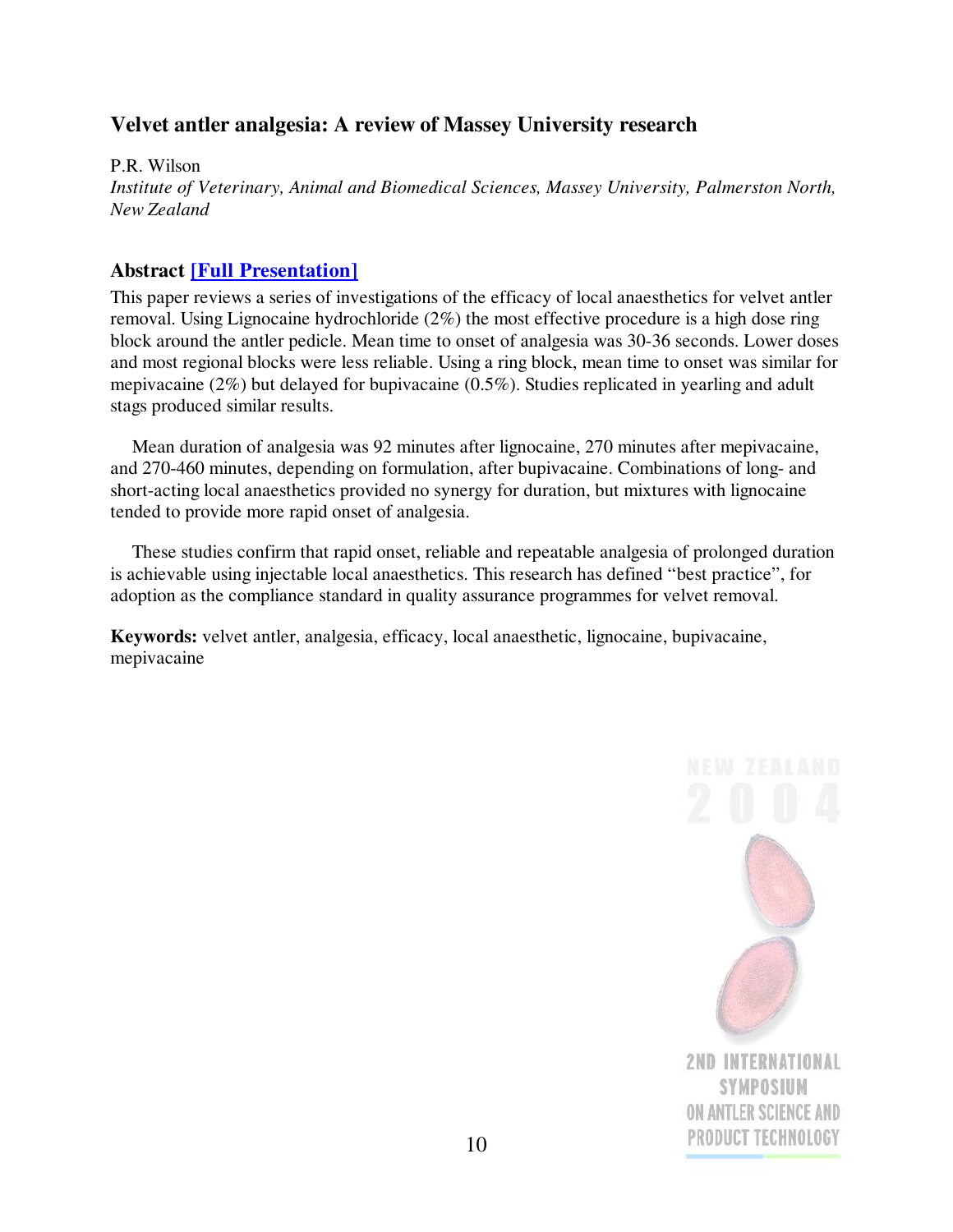## Velvet antler analgesia: A review of Massey University research

P.R. Wilson

*Institute of Veterinary, Animal and Biomedical Sciences, Massey University, Palmerston North, New Zealand*

### Abstract [Full Presentation]

This paper reviews a series of investigations of the efficacy of local anaesthetics for velvet antler removal. Using Lignocaine hydrochloride (2%) the most effective procedure is a high dose ring block around the antler pedicle. Mean time to onset of analgesia was 30-36 seconds. Lower doses and most regional blocks were less reliable. Using a ring block, mean time to onset was similar for mepivacaine (2%) but delayed for bupivacaine (0.5%). Studies replicated in yearling and adult stags produced similar results.

Mean duration of analgesia was 92 minutes after lignocaine, 270 minutes after mepivacaine, and 270-460 minutes, depending on formulation, after bupivacaine. Combinations of long- and short-acting local anaesthetics provided no synergy for duration, but mixtures with lignocaine tended to provide more rapid onset of analgesia.

These studies confirm that rapid onset, reliable and repeatable analgesia of prolonged duration is achievable using injectable local anaesthetics. This research has defined "best practice", for adoption as the compliance standard in quality assurance programmes for velvet removal.

**Keywords:** velvet antler, analgesia, efficacy, local anaesthetic, lignocaine, bupivacaine, mepivacaine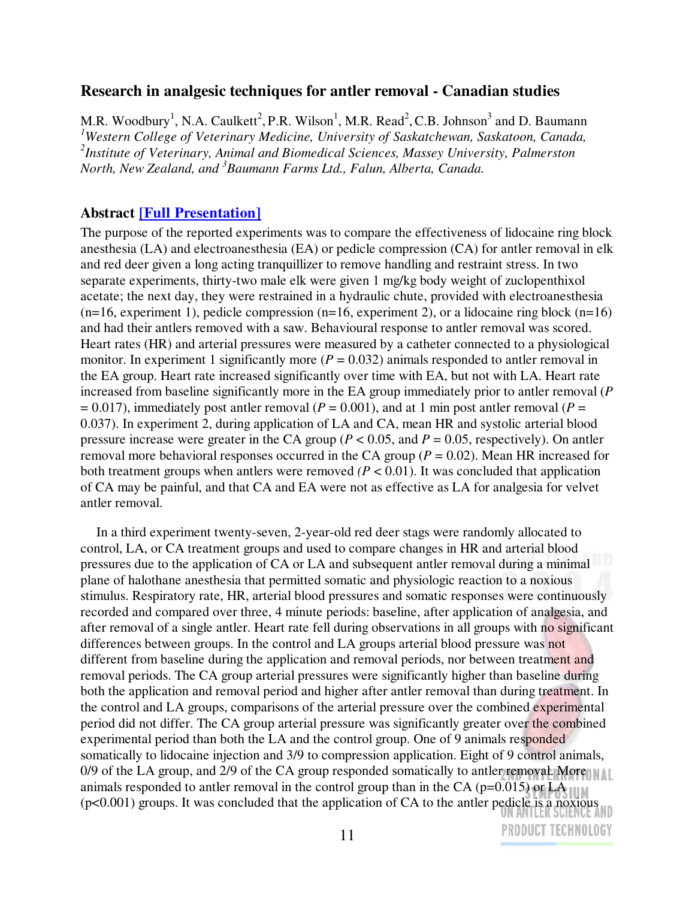## Research in analgesic techniques for antler removal - Canadian studies

M.R. Woodbury[1], N.A. Caulkett[2], P.R. Wilson[1], M.R. Read[2], C.B. Johnson[3] and D. Baumann
[1]*Western College of Veterinary Medicine, University of Saskatchewan, Saskatoon, Canada,* [2]*Institute of Veterinary, Animal and Biomedical Sciences, Massey University, Palmerston North, New Zealand, and* [3]*Baumann Farms Ltd., Falun, Alberta, Canada.*

### Abstract [Full Presentation]

The purpose of the reported experiments was to compare the effectiveness of lidocaine ring block anesthesia (LA) and electroanesthesia (EA) or pedicle compression (CA) for antler removal in elk and red deer given a long acting tranquillizer to remove handling and restraint stress. In two separate experiments, thirty-two male elk were given 1 mg/kg body weight of zuclopenthixol acetate; the next day, they were restrained in a hydraulic chute, provided with electroanesthesia (n=16, experiment 1), pedicle compression (n=16, experiment 2), or a lidocaine ring block (n=16) and had their antlers removed with a saw. Behavioural response to antler removal was scored. Heart rates (HR) and arterial pressures were measured by a catheter connected to a physiological monitor. In experiment 1 significantly more ($P = 0.032$) animals responded to antler removal in the EA group. Heart rate increased significantly over time with EA, but not with LA. Heart rate increased from baseline significantly more in the EA group immediately prior to antler removal ($P = 0.017$), immediately post antler removal ($P = 0.001$), and at 1 min post antler removal ($P = 0.037$). In experiment 2, during application of LA and CA, mean HR and systolic arterial blood pressure increase were greater in the CA group ($P < 0.05$, and $P = 0.05$, respectively). On antler removal more behavioral responses occurred in the CA group ($P = 0.02$). Mean HR increased for both treatment groups when antlers were removed ($P < 0.01$). It was concluded that application of CA may be painful, and that CA and EA were not as effective as LA for analgesia for velvet antler removal.

In a third experiment twenty-seven, 2-year-old red deer stags were randomly allocated to control, LA, or CA treatment groups and used to compare changes in HR and arterial blood pressures due to the application of CA or LA and subsequent antler removal during a minimal plane of halothane anesthesia that permitted somatic and physiologic reaction to a noxious stimulus. Respiratory rate, HR, arterial blood pressures and somatic responses were continuously recorded and compared over three, 4 minute periods: baseline, after application of analgesia, and after removal of a single antler. Heart rate fell during observations in all groups with no significant differences between groups. In the control and LA groups arterial blood pressure was not different from baseline during the application and removal periods, nor between treatment and removal periods. The CA group arterial pressures were significantly higher than baseline during both the application and removal period and higher after antler removal than during treatment. In the control and LA groups, comparisons of the arterial pressure over the combined experimental period did not differ. The CA group arterial pressure was significantly greater over the combined experimental period than both the LA and the control group. One of 9 animals responded somatically to lidocaine injection and 3/9 to compression application. Eight of 9 control animals, 0/9 of the LA group, and 2/9 of the CA group responded somatically to antler removal. More animals responded to antler removal in the control group than in the CA ($p=0.015$) or LA ($p<0.001$) groups. It was concluded that the application of CA to the antler pedicle is a noxious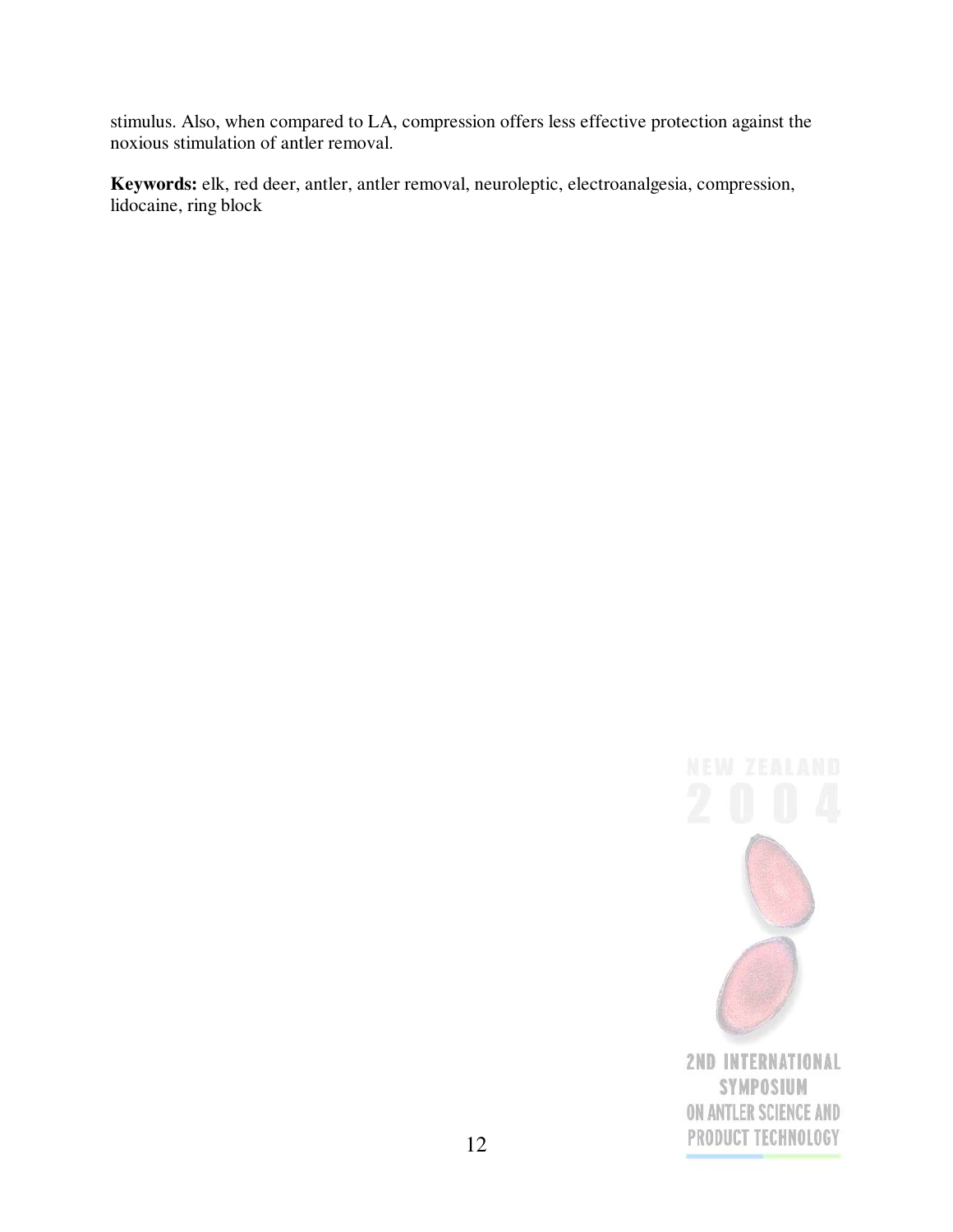stimulus. Also, when compared to LA, compression offers less effective protection against the noxious stimulation of antler removal.

**Keywords:** elk, red deer, antler, antler removal, neuroleptic, electroanalgesia, compression, lidocaine, ring block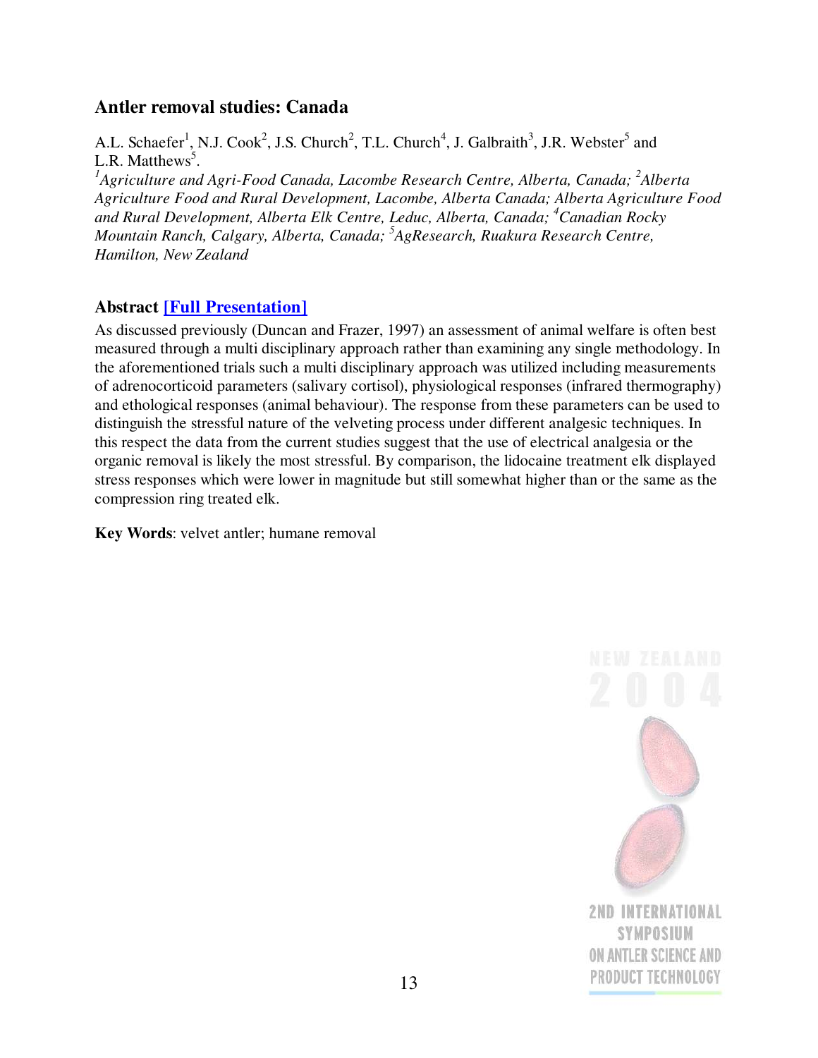## Antler removal studies: Canada

A.L. Schaefer[1], N.J. Cook[2], J.S. Church[2], T.L. Church[4], J. Galbraith[3], J.R. Webster[5] and L.R. Matthews[5].

*[1]Agriculture and Agri-Food Canada, Lacombe Research Centre, Alberta, Canada; [2]Alberta Agriculture Food and Rural Development, Lacombe, Alberta Canada; Alberta Agriculture Food and Rural Development, Alberta Elk Centre, Leduc, Alberta, Canada; [4]Canadian Rocky Mountain Ranch, Calgary, Alberta, Canada; [5]AgResearch, Ruakura Research Centre, Hamilton, New Zealand*

### Abstract [Full Presentation]

As discussed previously (Duncan and Frazer, 1997) an assessment of animal welfare is often best measured through a multi disciplinary approach rather than examining any single methodology. In the aforementioned trials such a multi disciplinary approach was utilized including measurements of adrenocorticoid parameters (salivary cortisol), physiological responses (infrared thermography) and ethological responses (animal behaviour). The response from these parameters can be used to distinguish the stressful nature of the velveting process under different analgesic techniques. In this respect the data from the current studies suggest that the use of electrical analgesia or the organic removal is likely the most stressful. By comparison, the lidocaine treatment elk displayed stress responses which were lower in magnitude but still somewhat higher than or the same as the compression ring treated elk.

**Key Words**: velvet antler; humane removal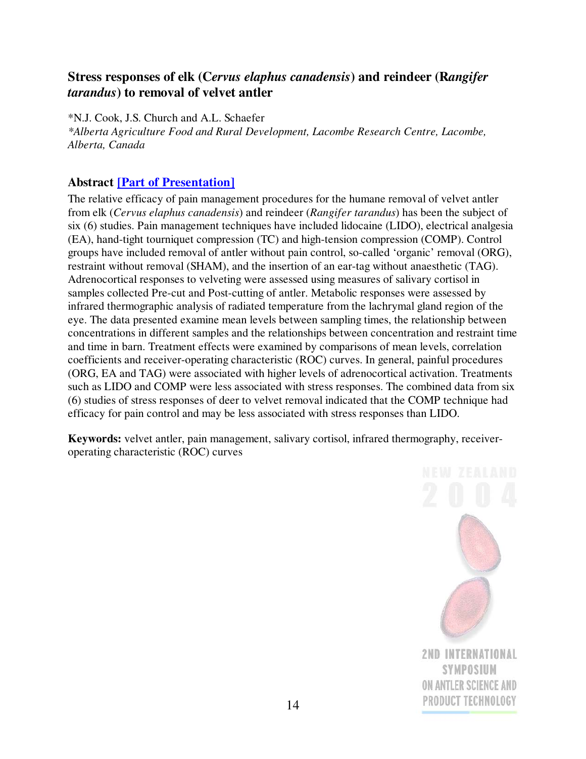## Stress responses of elk (*Cervus elaphus canadensis*) and reindeer (*Rangifer tarandus*) to removal of velvet antler

*N.J. Cook, J.S. Church and A.L. Schaefer

*\*Alberta Agriculture Food and Rural Development, Lacombe Research Centre, Lacombe, Alberta, Canada*

### Abstract [Part of Presentation]

The relative efficacy of pain management procedures for the humane removal of velvet antler from elk (*Cervus elaphus canadensis*) and reindeer (*Rangifer tarandus*) has been the subject of six (6) studies. Pain management techniques have included lidocaine (LIDO), electrical analgesia (EA), hand-tight tourniquet compression (TC) and high-tension compression (COMP). Control groups have included removal of antler without pain control, so-called 'organic' removal (ORG), restraint without removal (SHAM), and the insertion of an ear-tag without anaesthetic (TAG). Adrenocortical responses to velveting were assessed using measures of salivary cortisol in samples collected Pre-cut and Post-cutting of antler. Metabolic responses were assessed by infrared thermographic analysis of radiated temperature from the lachrymal gland region of the eye. The data presented examine mean levels between sampling times, the relationship between concentrations in different samples and the relationships between concentration and restraint time and time in barn. Treatment effects were examined by comparisons of mean levels, correlation coefficients and receiver-operating characteristic (ROC) curves. In general, painful procedures (ORG, EA and TAG) were associated with higher levels of adrenocortical activation. Treatments such as LIDO and COMP were less associated with stress responses. The combined data from six (6) studies of stress responses of deer to velvet removal indicated that the COMP technique had efficacy for pain control and may be less associated with stress responses than LIDO.

**Keywords:** velvet antler, pain management, salivary cortisol, infrared thermography, receiver-operating characteristic (ROC) curves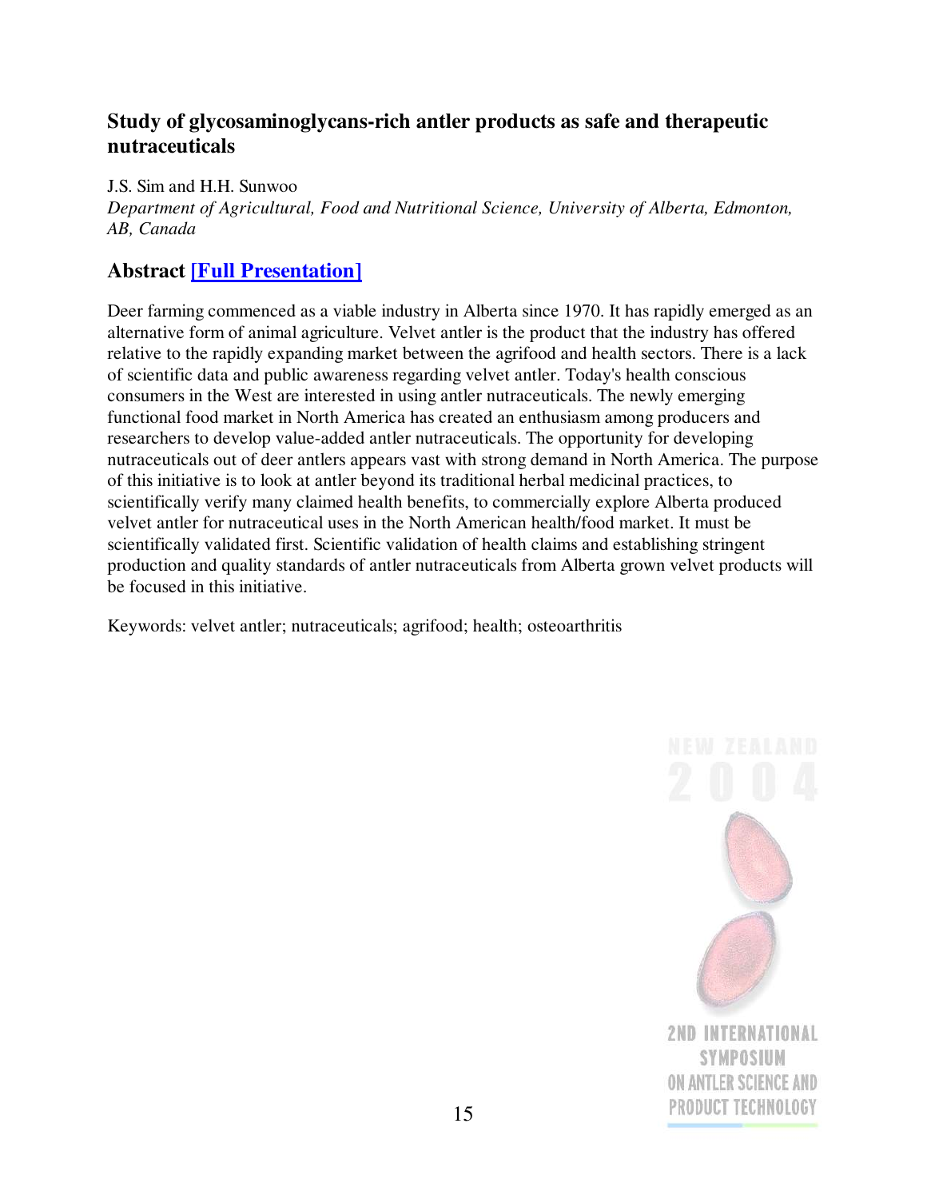## Study of glycosaminoglycans-rich antler products as safe and therapeutic nutraceuticals

J.S. Sim and H.H. Sunwoo

*Department of Agricultural, Food and Nutritional Science, University of Alberta, Edmonton, AB, Canada*

## Abstract [Full Presentation]

Deer farming commenced as a viable industry in Alberta since 1970. It has rapidly emerged as an alternative form of animal agriculture. Velvet antler is the product that the industry has offered relative to the rapidly expanding market between the agrifood and health sectors. There is a lack of scientific data and public awareness regarding velvet antler. Today's health conscious consumers in the West are interested in using antler nutraceuticals. The newly emerging functional food market in North America has created an enthusiasm among producers and researchers to develop value-added antler nutraceuticals. The opportunity for developing nutraceuticals out of deer antlers appears vast with strong demand in North America. The purpose of this initiative is to look at antler beyond its traditional herbal medicinal practices, to scientifically verify many claimed health benefits, to commercially explore Alberta produced velvet antler for nutraceutical uses in the North American health/food market. It must be scientifically validated first. Scientific validation of health claims and establishing stringent production and quality standards of antler nutraceuticals from Alberta grown velvet products will be focused in this initiative.

Keywords: velvet antler; nutraceuticals; agrifood; health; osteoarthritis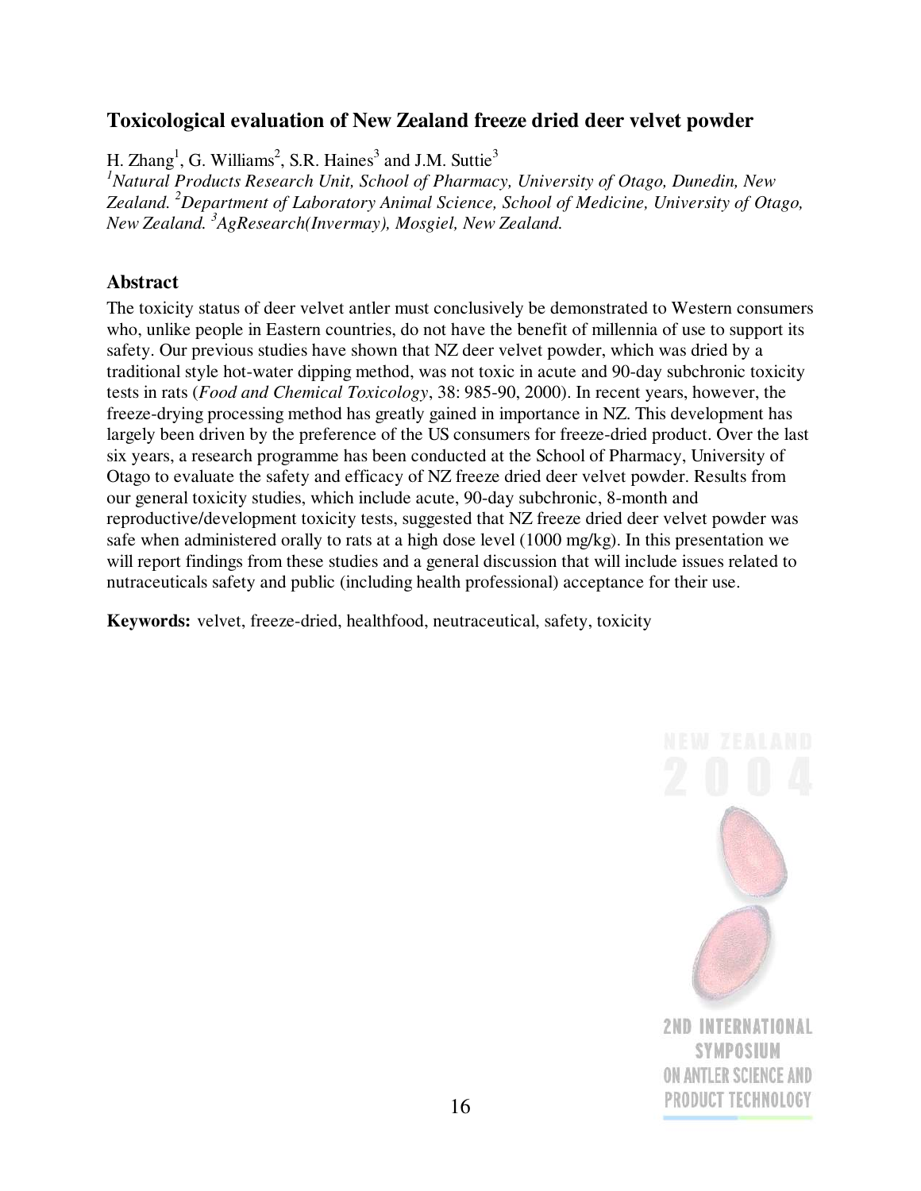## Toxicological evaluation of New Zealand freeze dried deer velvet powder

H. Zhang[1], G. Williams[2], S.R. Haines[3] and J.M. Suttie[3]

[1]*Natural Products Research Unit, School of Pharmacy, University of Otago, Dunedin, New Zealand.* [2]*Department of Laboratory Animal Science, School of Medicine, University of Otago, New Zealand.* [3]*AgResearch(Invermay), Mosgiel, New Zealand.*

### Abstract

The toxicity status of deer velvet antler must conclusively be demonstrated to Western consumers who, unlike people in Eastern countries, do not have the benefit of millennia of use to support its safety. Our previous studies have shown that NZ deer velvet powder, which was dried by a traditional style hot-water dipping method, was not toxic in acute and 90-day subchronic toxicity tests in rats (*Food and Chemical Toxicology*, 38: 985-90, 2000). In recent years, however, the freeze-drying processing method has greatly gained in importance in NZ. This development has largely been driven by the preference of the US consumers for freeze-dried product. Over the last six years, a research programme has been conducted at the School of Pharmacy, University of Otago to evaluate the safety and efficacy of NZ freeze dried deer velvet powder. Results from our general toxicity studies, which include acute, 90-day subchronic, 8-month and reproductive/development toxicity tests, suggested that NZ freeze dried deer velvet powder was safe when administered orally to rats at a high dose level (1000 mg/kg). In this presentation we will report findings from these studies and a general discussion that will include issues related to nutraceuticals safety and public (including health professional) acceptance for their use.

**Keywords:** velvet, freeze-dried, healthfood, neutraceutical, safety, toxicity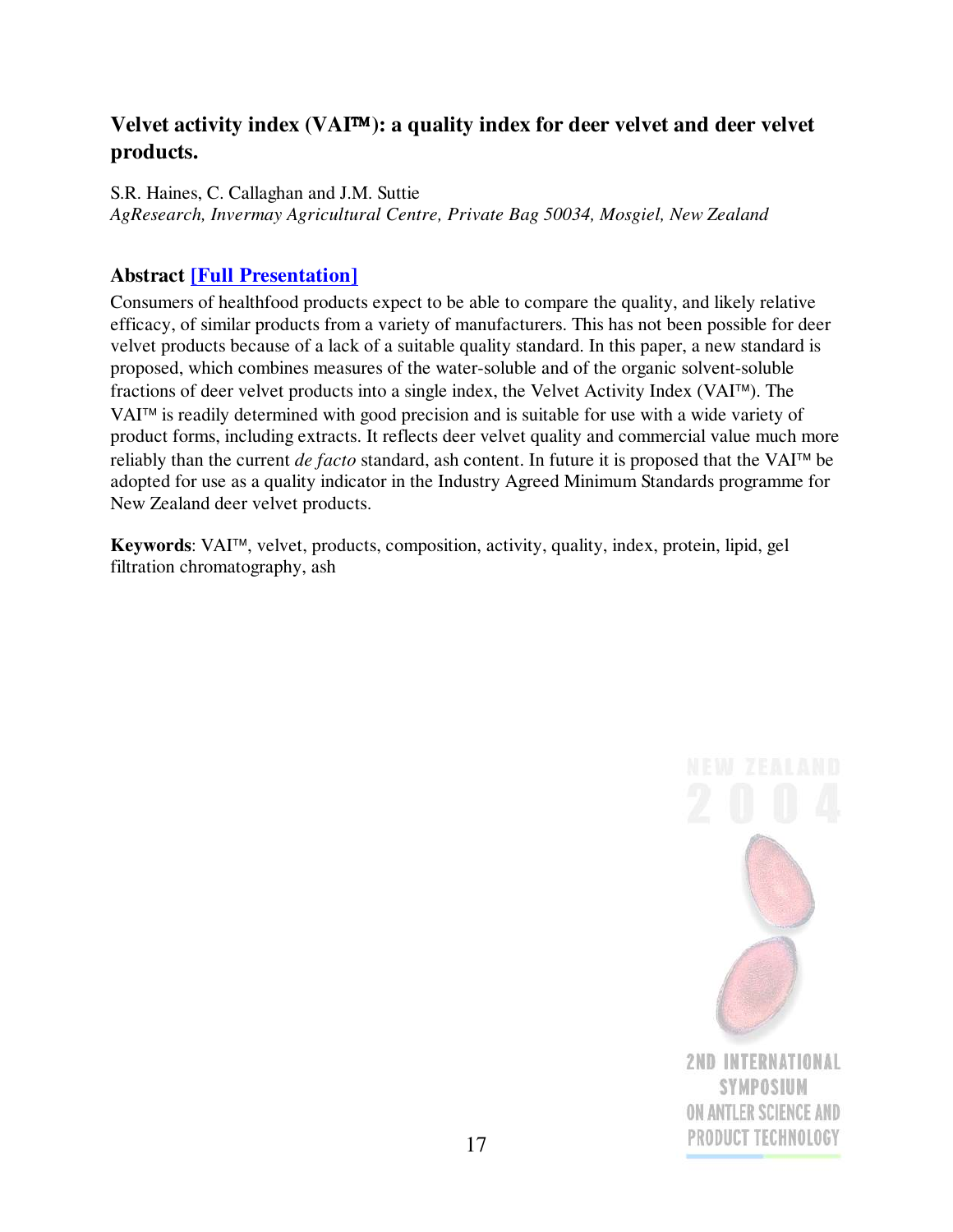## Velvet activity index (VAI™): a quality index for deer velvet and deer velvet products.

S.R. Haines, C. Callaghan and J.M. Suttie
*AgResearch, Invermay Agricultural Centre, Private Bag 50034, Mosgiel, New Zealand*

### Abstract [Full Presentation]

Consumers of healthfood products expect to be able to compare the quality, and likely relative efficacy, of similar products from a variety of manufacturers. This has not been possible for deer velvet products because of a lack of a suitable quality standard. In this paper, a new standard is proposed, which combines measures of the water-soluble and of the organic solvent-soluble fractions of deer velvet products into a single index, the Velvet Activity Index (VAI™). The VAI™ is readily determined with good precision and is suitable for use with a wide variety of product forms, including extracts. It reflects deer velvet quality and commercial value much more reliably than the current *de facto* standard, ash content. In future it is proposed that the VAI™ be adopted for use as a quality indicator in the Industry Agreed Minimum Standards programme for New Zealand deer velvet products.

**Keywords**: VAI™, velvet, products, composition, activity, quality, index, protein, lipid, gel filtration chromatography, ash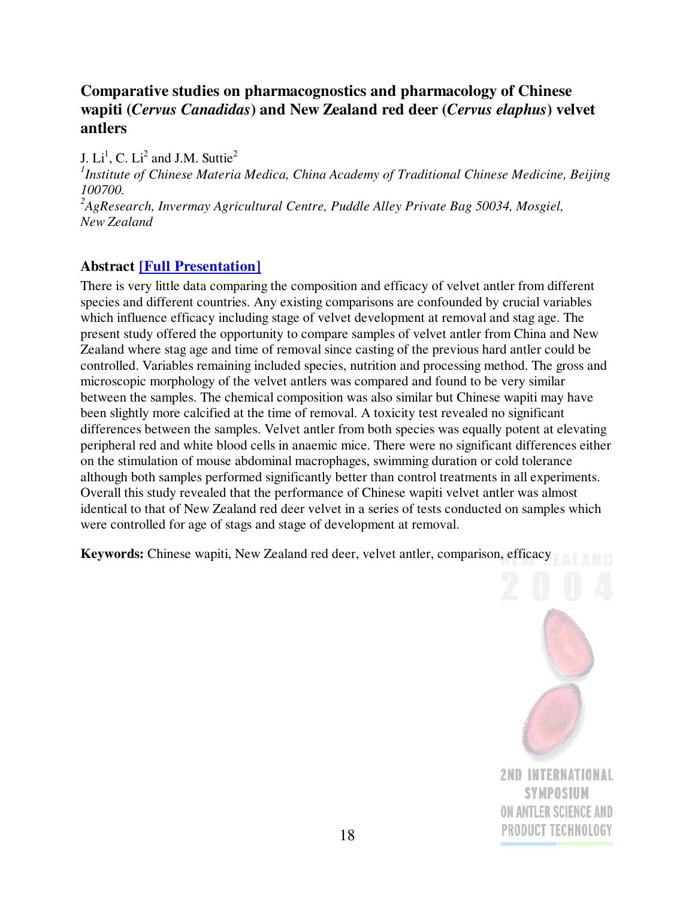# Comparative studies on pharmacognostics and pharmacology of Chinese wapiti (*Cervus Canadidas*) and New Zealand red deer (*Cervus elaphus*) velvet antlers

J. Li[1], C. Li[2] and J.M. Suttie[2]

[1] *Institute of Chinese Materia Medica, China Academy of Traditional Chinese Medicine, Beijing 100700.*

[2] *AgResearch, Invermay Agricultural Centre, Puddle Alley Private Bag 50034, Mosgiel, New Zealand*

## Abstract [Full Presentation]

There is very little data comparing the composition and efficacy of velvet antler from different species and different countries. Any existing comparisons are confounded by crucial variables which influence efficacy including stage of velvet development at removal and stag age. The present study offered the opportunity to compare samples of velvet antler from China and New Zealand where stag age and time of removal since casting of the previous hard antler could be controlled. Variables remaining included species, nutrition and processing method. The gross and microscopic morphology of the velvet antlers was compared and found to be very similar between the samples. The chemical composition was also similar but Chinese wapiti may have been slightly more calcified at the time of removal. A toxicity test revealed no significant differences between the samples. Velvet antler from both species was equally potent at elevating peripheral red and white blood cells in anaemic mice. There were no significant differences either on the stimulation of mouse abdominal macrophages, swimming duration or cold tolerance although both samples performed significantly better than control treatments in all experiments. Overall this study revealed that the performance of Chinese wapiti velvet antler was almost identical to that of New Zealand red deer velvet in a series of tests conducted on samples which were controlled for age of stags and stage of development at removal.

**Keywords:** Chinese wapiti, New Zealand red deer, velvet antler, comparison, efficacy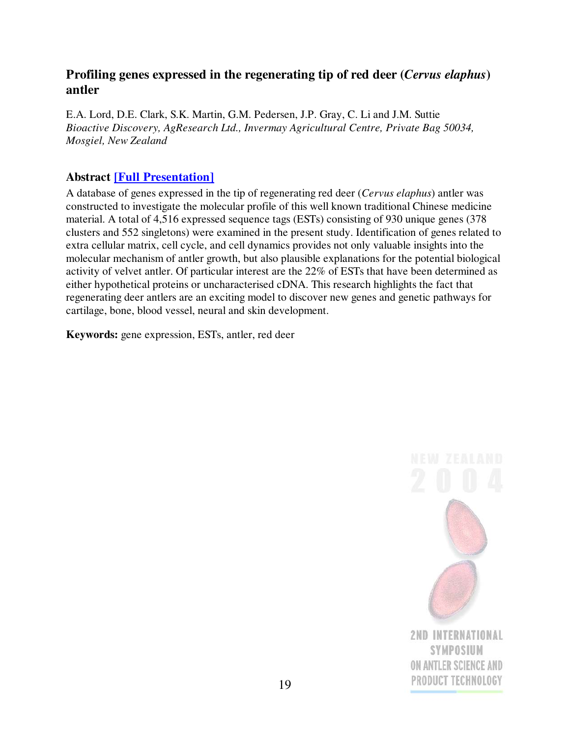## Profiling genes expressed in the regenerating tip of red deer (*Cervus elaphus*) antler

E.A. Lord, D.E. Clark, S.K. Martin, G.M. Pedersen, J.P. Gray, C. Li and J.M. Suttie
*Bioactive Discovery, AgResearch Ltd., Invermay Agricultural Centre, Private Bag 50034, Mosgiel, New Zealand*

### Abstract [Full Presentation]

A database of genes expressed in the tip of regenerating red deer (*Cervus elaphus*) antler was constructed to investigate the molecular profile of this well known traditional Chinese medicine material. A total of 4,516 expressed sequence tags (ESTs) consisting of 930 unique genes (378 clusters and 552 singletons) were examined in the present study. Identification of genes related to extra cellular matrix, cell cycle, and cell dynamics provides not only valuable insights into the molecular mechanism of antler growth, but also plausible explanations for the potential biological activity of velvet antler. Of particular interest are the 22% of ESTs that have been determined as either hypothetical proteins or uncharacterised cDNA. This research highlights the fact that regenerating deer antlers are an exciting model to discover new genes and genetic pathways for cartilage, bone, blood vessel, neural and skin development.

**Keywords:** gene expression, ESTs, antler, red deer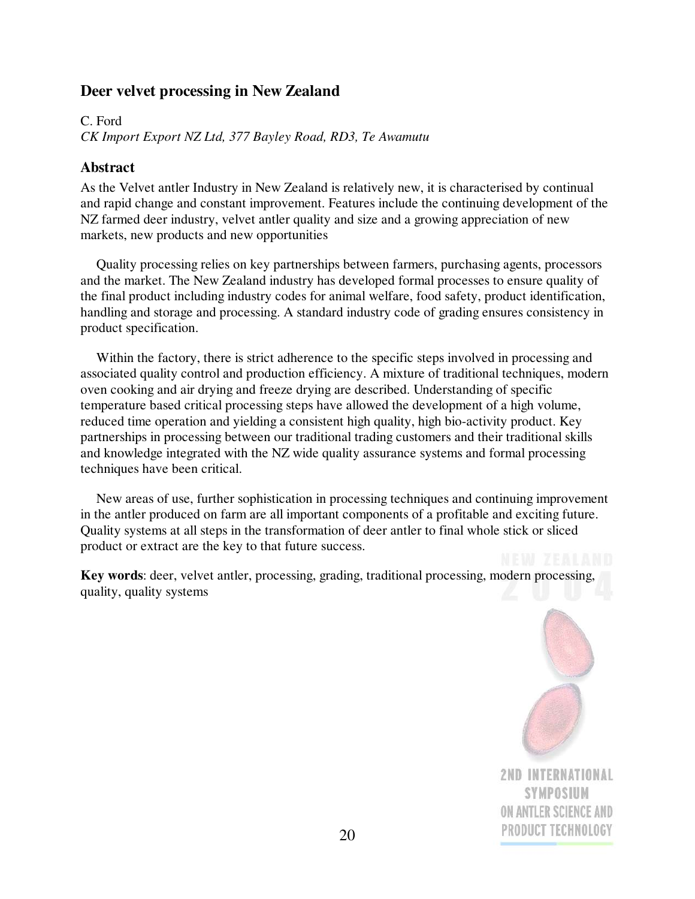# Deer velvet processing in New Zealand

C. Ford

*CK Import Export NZ Ltd, 377 Bayley Road, RD3, Te Awamutu*

## Abstract

As the Velvet antler Industry in New Zealand is relatively new, it is characterised by continual and rapid change and constant improvement. Features include the continuing development of the NZ farmed deer industry, velvet antler quality and size and a growing appreciation of new markets, new products and new opportunities

Quality processing relies on key partnerships between farmers, purchasing agents, processors and the market. The New Zealand industry has developed formal processes to ensure quality of the final product including industry codes for animal welfare, food safety, product identification, handling and storage and processing. A standard industry code of grading ensures consistency in product specification.

Within the factory, there is strict adherence to the specific steps involved in processing and associated quality control and production efficiency. A mixture of traditional techniques, modern oven cooking and air drying and freeze drying are described. Understanding of specific temperature based critical processing steps have allowed the development of a high volume, reduced time operation and yielding a consistent high quality, high bio-activity product. Key partnerships in processing between our traditional trading customers and their traditional skills and knowledge integrated with the NZ wide quality assurance systems and formal processing techniques have been critical.

New areas of use, further sophistication in processing techniques and continuing improvement in the antler produced on farm are all important components of a profitable and exciting future. Quality systems at all steps in the transformation of deer antler to final whole stick or sliced product or extract are the key to that future success.

**Key words**: deer, velvet antler, processing, grading, traditional processing, modern processing, quality, quality systems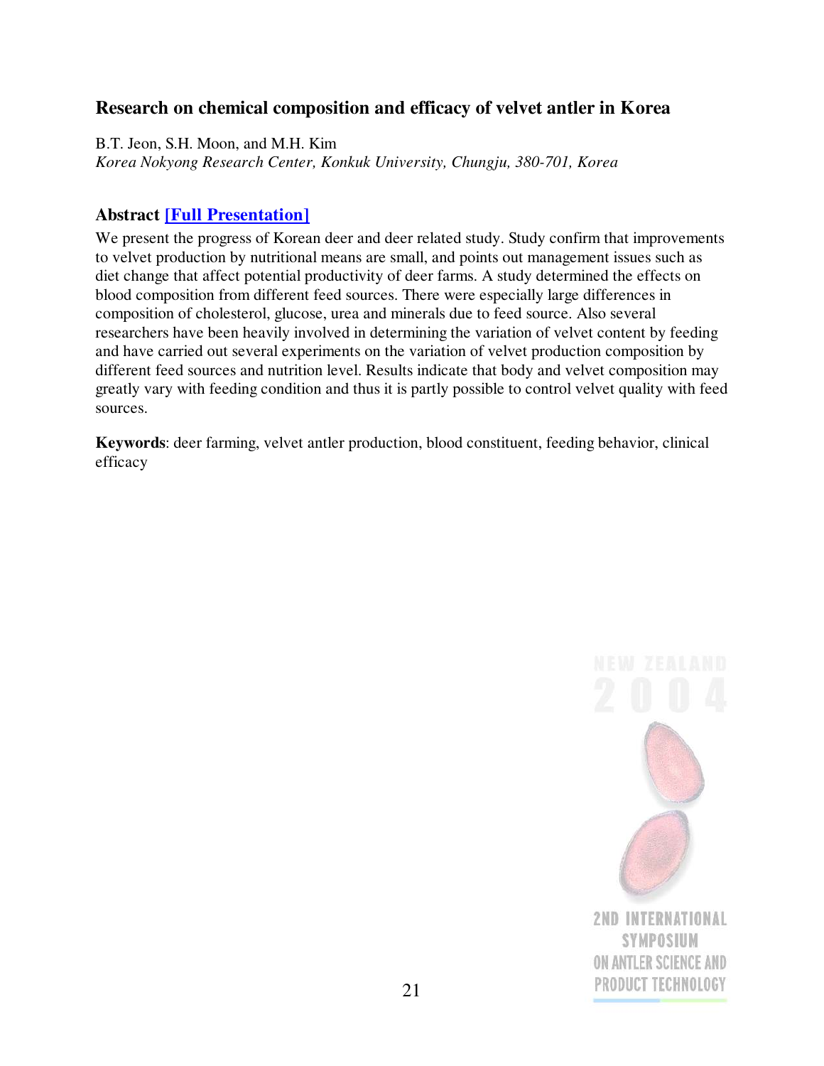## Research on chemical composition and efficacy of velvet antler in Korea

B.T. Jeon, S.H. Moon, and M.H. Kim

*Korea Nokyong Research Center, Konkuk University, Chungju, 380-701, Korea*

### Abstract [Full Presentation]

We present the progress of Korean deer and deer related study. Study confirm that improvements to velvet production by nutritional means are small, and points out management issues such as diet change that affect potential productivity of deer farms. A study determined the effects on blood composition from different feed sources. There were especially large differences in composition of cholesterol, glucose, urea and minerals due to feed source. Also several researchers have been heavily involved in determining the variation of velvet content by feeding and have carried out several experiments on the variation of velvet production composition by different feed sources and nutrition level. Results indicate that body and velvet composition may greatly vary with feeding condition and thus it is partly possible to control velvet quality with feed sources.

**Keywords**: deer farming, velvet antler production, blood constituent, feeding behavior, clinical efficacy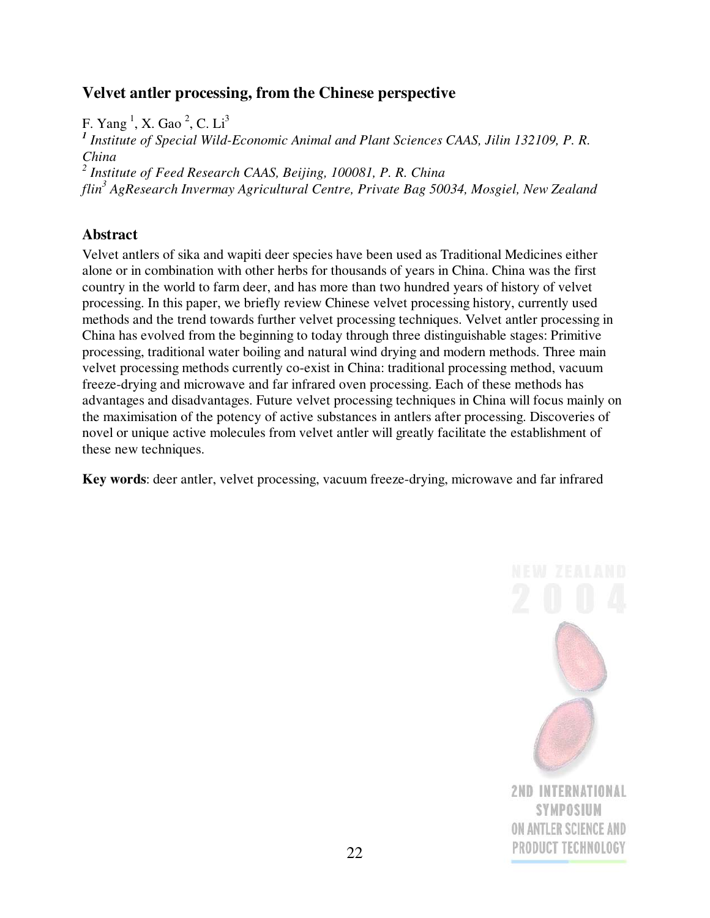## Velvet antler processing, from the Chinese perspective

F. Yang [1], X. Gao [2], C. Li[3]

*[1] Institute of Special Wild-Economic Animal and Plant Sciences CAAS, Jilin 132109, P. R. China*

*[2] Institute of Feed Research CAAS, Beijing, 100081, P. R. China*

*flin[3] AgResearch Invermay Agricultural Centre, Private Bag 50034, Mosgiel, New Zealand*

### Abstract

Velvet antlers of sika and wapiti deer species have been used as Traditional Medicines either alone or in combination with other herbs for thousands of years in China. China was the first country in the world to farm deer, and has more than two hundred years of history of velvet processing. In this paper, we briefly review Chinese velvet processing history, currently used methods and the trend towards further velvet processing techniques. Velvet antler processing in China has evolved from the beginning to today through three distinguishable stages: Primitive processing, traditional water boiling and natural wind drying and modern methods. Three main velvet processing methods currently co-exist in China: traditional processing method, vacuum freeze-drying and microwave and far infrared oven processing. Each of these methods has advantages and disadvantages. Future velvet processing techniques in China will focus mainly on the maximisation of the potency of active substances in antlers after processing. Discoveries of novel or unique active molecules from velvet antler will greatly facilitate the establishment of these new techniques.

**Key words**: deer antler, velvet processing, vacuum freeze-drying, microwave and far infrared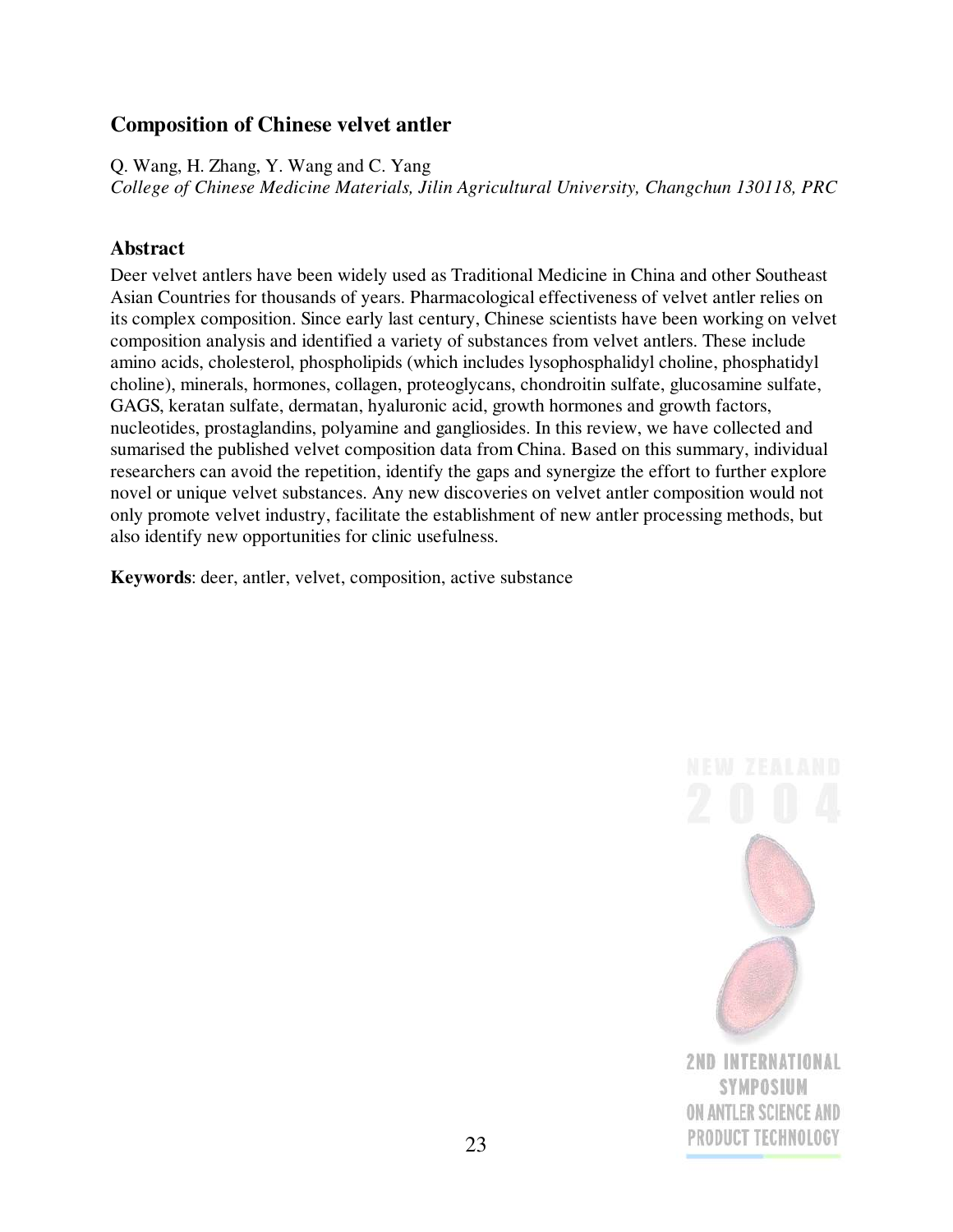## Composition of Chinese velvet antler

Q. Wang, H. Zhang, Y. Wang and C. Yang

*College of Chinese Medicine Materials, Jilin Agricultural University, Changchun 130118, PRC*

### Abstract

Deer velvet antlers have been widely used as Traditional Medicine in China and other Southeast Asian Countries for thousands of years. Pharmacological effectiveness of velvet antler relies on its complex composition. Since early last century, Chinese scientists have been working on velvet composition analysis and identified a variety of substances from velvet antlers. These include amino acids, cholesterol, phospholipids (which includes lysophosphalidyl choline, phosphatidyl choline), minerals, hormones, collagen, proteoglycans, chondroitin sulfate, glucosamine sulfate, GAGS, keratan sulfate, dermatan, hyaluronic acid, growth hormones and growth factors, nucleotides, prostaglandins, polyamine and gangliosides. In this review, we have collected and sumarised the published velvet composition data from China. Based on this summary, individual researchers can avoid the repetition, identify the gaps and synergize the effort to further explore novel or unique velvet substances. Any new discoveries on velvet antler composition would not only promote velvet industry, facilitate the establishment of new antler processing methods, but also identify new opportunities for clinic usefulness.

**Keywords**: deer, antler, velvet, composition, active substance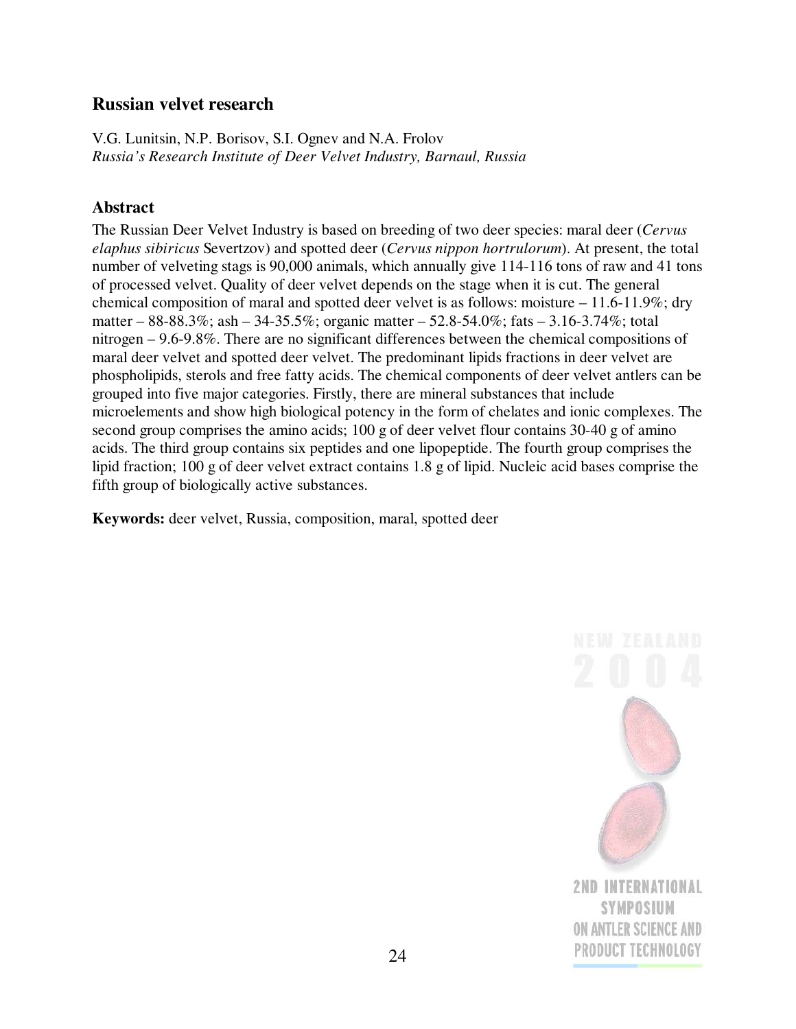## Russian velvet research

V.G. Lunitsin, N.P. Borisov, S.I. Ognev and N.A. Frolov
*Russia's Research Institute of Deer Velvet Industry, Barnaul, Russia*

### Abstract

The Russian Deer Velvet Industry is based on breeding of two deer species: maral deer (*Cervus elaphus sibiricus* Severtzov) and spotted deer (*Cervus nippon hortrulorum*). At present, the total number of velveting stags is 90,000 animals, which annually give 114-116 tons of raw and 41 tons of processed velvet. Quality of deer velvet depends on the stage when it is cut. The general chemical composition of maral and spotted deer velvet is as follows: moisture – 11.6-11.9%; dry matter – 88-88.3%; ash – 34-35.5%; organic matter – 52.8-54.0%; fats – 3.16-3.74%; total nitrogen – 9.6-9.8%. There are no significant differences between the chemical compositions of maral deer velvet and spotted deer velvet. The predominant lipids fractions in deer velvet are phospholipids, sterols and free fatty acids. The chemical components of deer velvet antlers can be grouped into five major categories. Firstly, there are mineral substances that include microelements and show high biological potency in the form of chelates and ionic complexes. The second group comprises the amino acids; 100 g of deer velvet flour contains 30-40 g of amino acids. The third group contains six peptides and one lipopeptide. The fourth group comprises the lipid fraction; 100 g of deer velvet extract contains 1.8 g of lipid. Nucleic acid bases comprise the fifth group of biologically active substances.

**Keywords:** deer velvet, Russia, composition, maral, spotted deer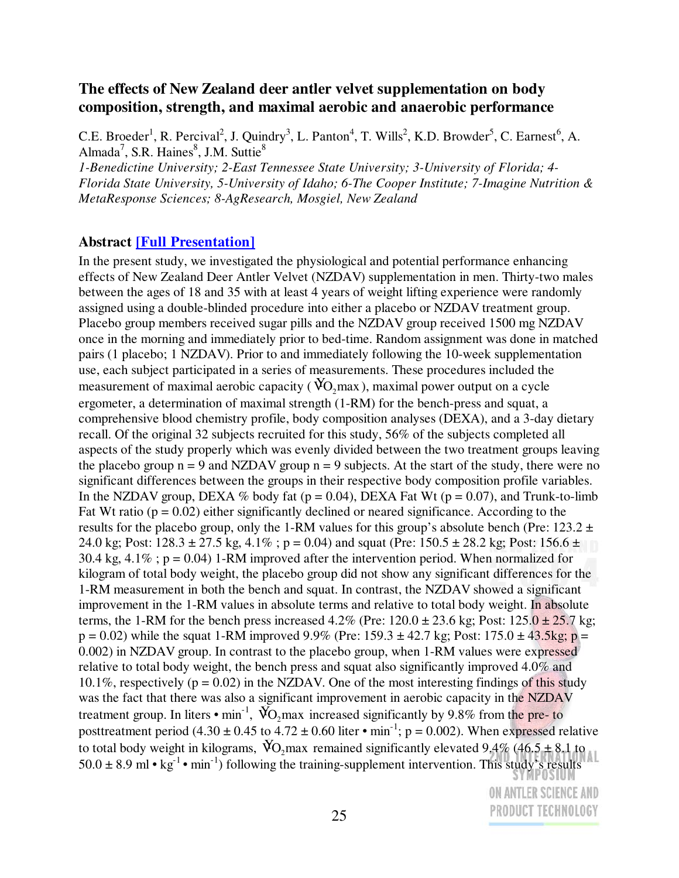## The effects of New Zealand deer antler velvet supplementation on body composition, strength, and maximal aerobic and anaerobic performance

C.E. Broeder[1], R. Percival[2], J. Quindry[3], L. Panton[4], T. Wills[2], K.D. Browder[5], C. Earnest[6], A. Almada[7], S.R. Haines[8], J.M. Suttie[8]

*1-Benedictine University; 2-East Tennessee State University; 3-University of Florida; 4-Florida State University, 5-University of Idaho; 6-The Cooper Institute; 7-Imagine Nutrition & MetaResponse Sciences; 8-AgResearch, Mosgiel, New Zealand*

### Abstract [Full Presentation]

In the present study, we investigated the physiological and potential performance enhancing effects of New Zealand Deer Antler Velvet (NZDAV) supplementation in men. Thirty-two males between the ages of 18 and 35 with at least 4 years of weight lifting experience were randomly assigned using a double-blinded procedure into either a placebo or NZDAV treatment group. Placebo group members received sugar pills and the NZDAV group received 1500 mg NZDAV once in the morning and immediately prior to bed-time. Random assignment was done in matched pairs (1 placebo; 1 NZDAV). Prior to and immediately following the 10-week supplementation use, each subject participated in a series of measurements. These procedures included the measurement of maximal aerobic capacity ($\dot{V}O_2max$), maximal power output on a cycle ergometer, a determination of maximal strength (1-RM) for the bench-press and squat, a comprehensive blood chemistry profile, body composition analyses (DEXA), and a 3-day dietary recall. Of the original 32 subjects recruited for this study, 56% of the subjects completed all aspects of the study properly which was evenly divided between the two treatment groups leaving the placebo group n = 9 and NZDAV group n = 9 subjects. At the start of the study, there were no significant differences between the groups in their respective body composition profile variables. In the NZDAV group, DEXA % body fat ($p = 0.04$), DEXA Fat Wt ($p = 0.07$), and Trunk-to-limb Fat Wt ratio ($p = 0.02$) either significantly declined or neared significance. According to the results for the placebo group, only the 1-RM values for this group's absolute bench (Pre: 123.2 ± 24.0 kg; Post: 128.3 ± 27.5 kg, 4.1% ; $p = 0.04$) and squat (Pre: 150.5 ± 28.2 kg; Post: 156.6 ± 30.4 kg, 4.1% ; $p = 0.04$) 1-RM improved after the intervention period. When normalized for kilogram of total body weight, the placebo group did not show any significant differences for the 1-RM measurement in both the bench and squat. In contrast, the NZDAV showed a significant improvement in the 1-RM values in absolute terms and relative to total body weight. In absolute terms, the 1-RM for the bench press increased 4.2% (Pre: 120.0 ± 23.6 kg; Post: 125.0 ± 25.7 kg; $p = 0.02$) while the squat 1-RM improved 9.9% (Pre: 159.3 ± 42.7 kg; Post: 175.0 ± 43.5kg; $p = 0.002$) in NZDAV group. In contrast to the placebo group, when 1-RM values were expressed relative to total body weight, the bench press and squat also significantly improved 4.0% and 10.1%, respectively ($p = 0.02$) in the NZDAV. One of the most interesting findings of this study was the fact that there was also a significant improvement in aerobic capacity in the NZDAV treatment group. In liters • min$^{-1}$, $\dot{V}O_2max$ increased significantly by 9.8% from the pre- to posttreatment period (4.30 ± 0.45 to 4.72 ± 0.60 liter • min$^{-1}$; $p = 0.002$). When expressed relative to total body weight in kilograms, $\dot{V}O_2max$ remained significantly elevated 9.4% (46.5 ± 8.1 to 50.0 ± 8.9 ml • kg$^{-1}$ • min$^{-1}$) following the training-supplement intervention. This study's results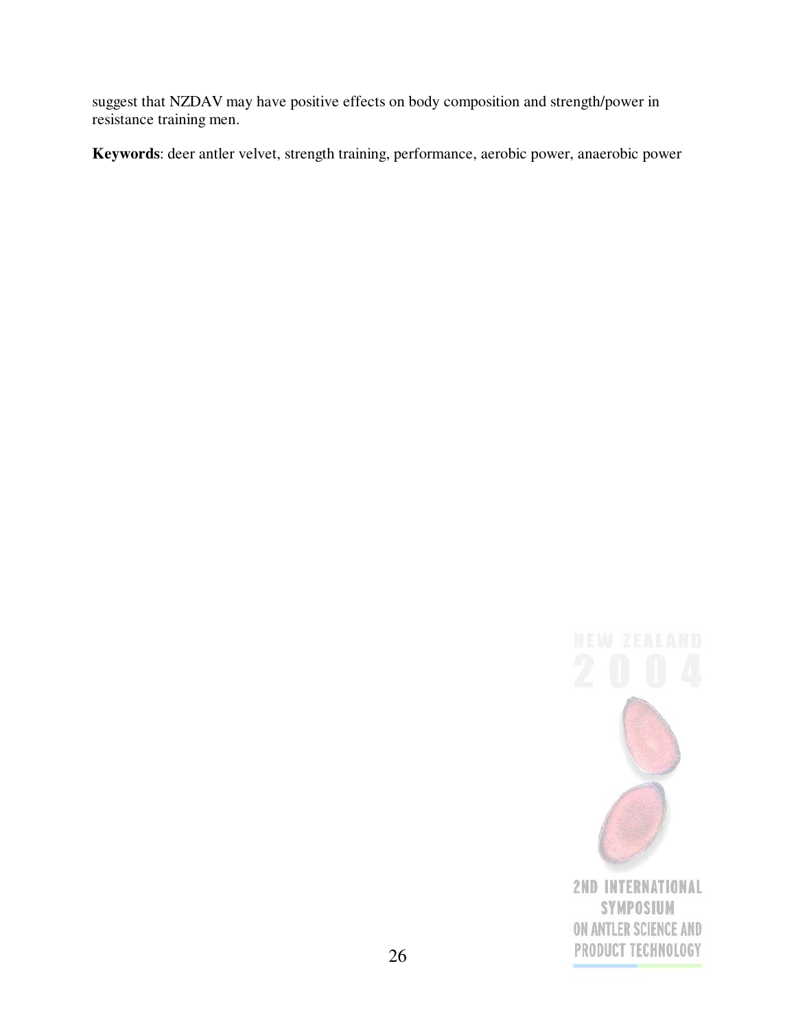suggest that NZDAV may have positive effects on body composition and strength/power in resistance training men.

**Keywords**: deer antler velvet, strength training, performance, aerobic power, anaerobic power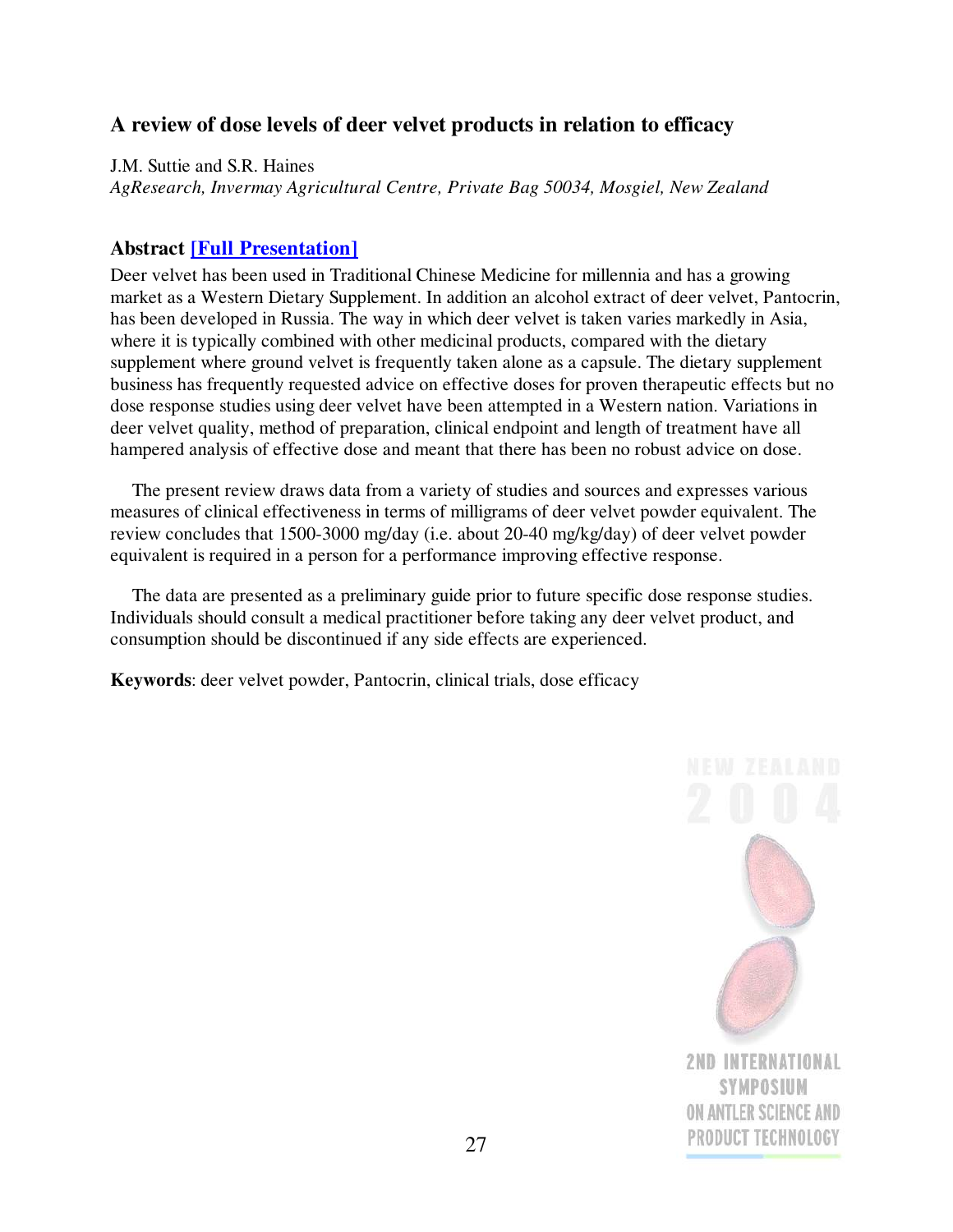## A review of dose levels of deer velvet products in relation to efficacy

J.M. Suttie and S.R. Haines

*AgResearch, Invermay Agricultural Centre, Private Bag 50034, Mosgiel, New Zealand*

### Abstract [Full Presentation]

Deer velvet has been used in Traditional Chinese Medicine for millennia and has a growing market as a Western Dietary Supplement. In addition an alcohol extract of deer velvet, Pantocrin, has been developed in Russia. The way in which deer velvet is taken varies markedly in Asia, where it is typically combined with other medicinal products, compared with the dietary supplement where ground velvet is frequently taken alone as a capsule. The dietary supplement business has frequently requested advice on effective doses for proven therapeutic effects but no dose response studies using deer velvet have been attempted in a Western nation. Variations in deer velvet quality, method of preparation, clinical endpoint and length of treatment have all hampered analysis of effective dose and meant that there has been no robust advice on dose.

The present review draws data from a variety of studies and sources and expresses various measures of clinical effectiveness in terms of milligrams of deer velvet powder equivalent. The review concludes that 1500-3000 mg/day (i.e. about 20-40 mg/kg/day) of deer velvet powder equivalent is required in a person for a performance improving effective response.

The data are presented as a preliminary guide prior to future specific dose response studies. Individuals should consult a medical practitioner before taking any deer velvet product, and consumption should be discontinued if any side effects are experienced.

**Keywords**: deer velvet powder, Pantocrin, clinical trials, dose efficacy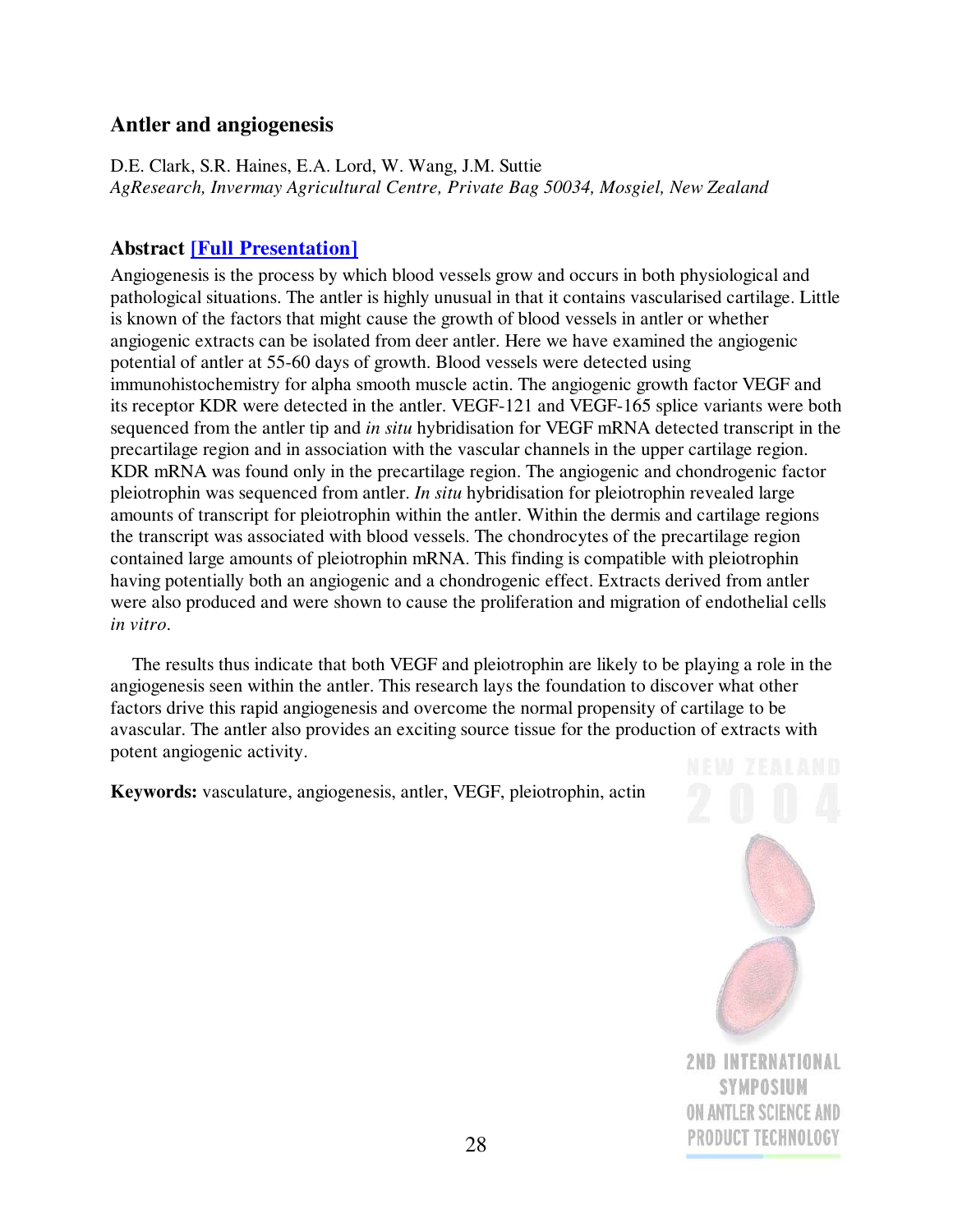## Antler and angiogenesis

D.E. Clark, S.R. Haines, E.A. Lord, W. Wang, J.M. Suttie

*AgResearch, Invermay Agricultural Centre, Private Bag 50034, Mosgiel, New Zealand*

### Abstract [Full Presentation]

Angiogenesis is the process by which blood vessels grow and occurs in both physiological and pathological situations. The antler is highly unusual in that it contains vascularised cartilage. Little is known of the factors that might cause the growth of blood vessels in antler or whether angiogenic extracts can be isolated from deer antler. Here we have examined the angiogenic potential of antler at 55-60 days of growth. Blood vessels were detected using immunohistochemistry for alpha smooth muscle actin. The angiogenic growth factor VEGF and its receptor KDR were detected in the antler. VEGF-121 and VEGF-165 splice variants were both sequenced from the antler tip and *in situ* hybridisation for VEGF mRNA detected transcript in the precartilage region and in association with the vascular channels in the upper cartilage region. KDR mRNA was found only in the precartilage region. The angiogenic and chondrogenic factor pleiotrophin was sequenced from antler. *In situ* hybridisation for pleiotrophin revealed large amounts of transcript for pleiotrophin within the antler. Within the dermis and cartilage regions the transcript was associated with blood vessels. The chondrocytes of the precartilage region contained large amounts of pleiotrophin mRNA. This finding is compatible with pleiotrophin having potentially both an angiogenic and a chondrogenic effect. Extracts derived from antler were also produced and were shown to cause the proliferation and migration of endothelial cells *in vitro*.

The results thus indicate that both VEGF and pleiotrophin are likely to be playing a role in the angiogenesis seen within the antler. This research lays the foundation to discover what other factors drive this rapid angiogenesis and overcome the normal propensity of cartilage to be avascular. The antler also provides an exciting source tissue for the production of extracts with potent angiogenic activity.

**Keywords:** vasculature, angiogenesis, antler, VEGF, pleiotrophin, actin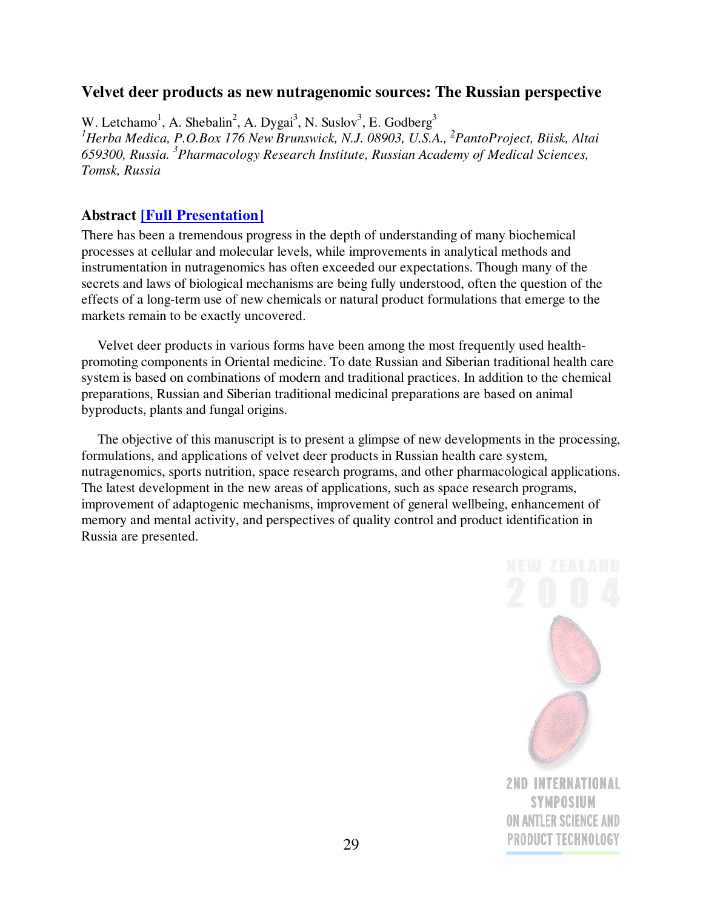## Velvet deer products as new nutragenomic sources: The Russian perspective

W. Letchamo[1], A. Shebalin[2], A. Dygai[3], N. Suslov[3], E. Godberg[3]

*[1]Herba Medica, P.O.Box 176 New Brunswick, N.J. 08903, U.S.A., [2]PantoProject, Biisk, Altai 659300, Russia. [3]Pharmacology Research Institute, Russian Academy of Medical Sciences, Tomsk, Russia*

### Abstract [Full Presentation]

There has been a tremendous progress in the depth of understanding of many biochemical processes at cellular and molecular levels, while improvements in analytical methods and instrumentation in nutragenomics has often exceeded our expectations. Though many of the secrets and laws of biological mechanisms are being fully understood, often the question of the effects of a long-term use of new chemicals or natural product formulations that emerge to the markets remain to be exactly uncovered.

Velvet deer products in various forms have been among the most frequently used health-promoting components in Oriental medicine. To date Russian and Siberian traditional health care system is based on combinations of modern and traditional practices. In addition to the chemical preparations, Russian and Siberian traditional medicinal preparations are based on animal byproducts, plants and fungal origins.

The objective of this manuscript is to present a glimpse of new developments in the processing, formulations, and applications of velvet deer products in Russian health care system, nutragenomics, sports nutrition, space research programs, and other pharmacological applications. The latest development in the new areas of applications, such as space research programs, improvement of adaptogenic mechanisms, improvement of general wellbeing, enhancement of memory and mental activity, and perspectives of quality control and product identification in Russia are presented.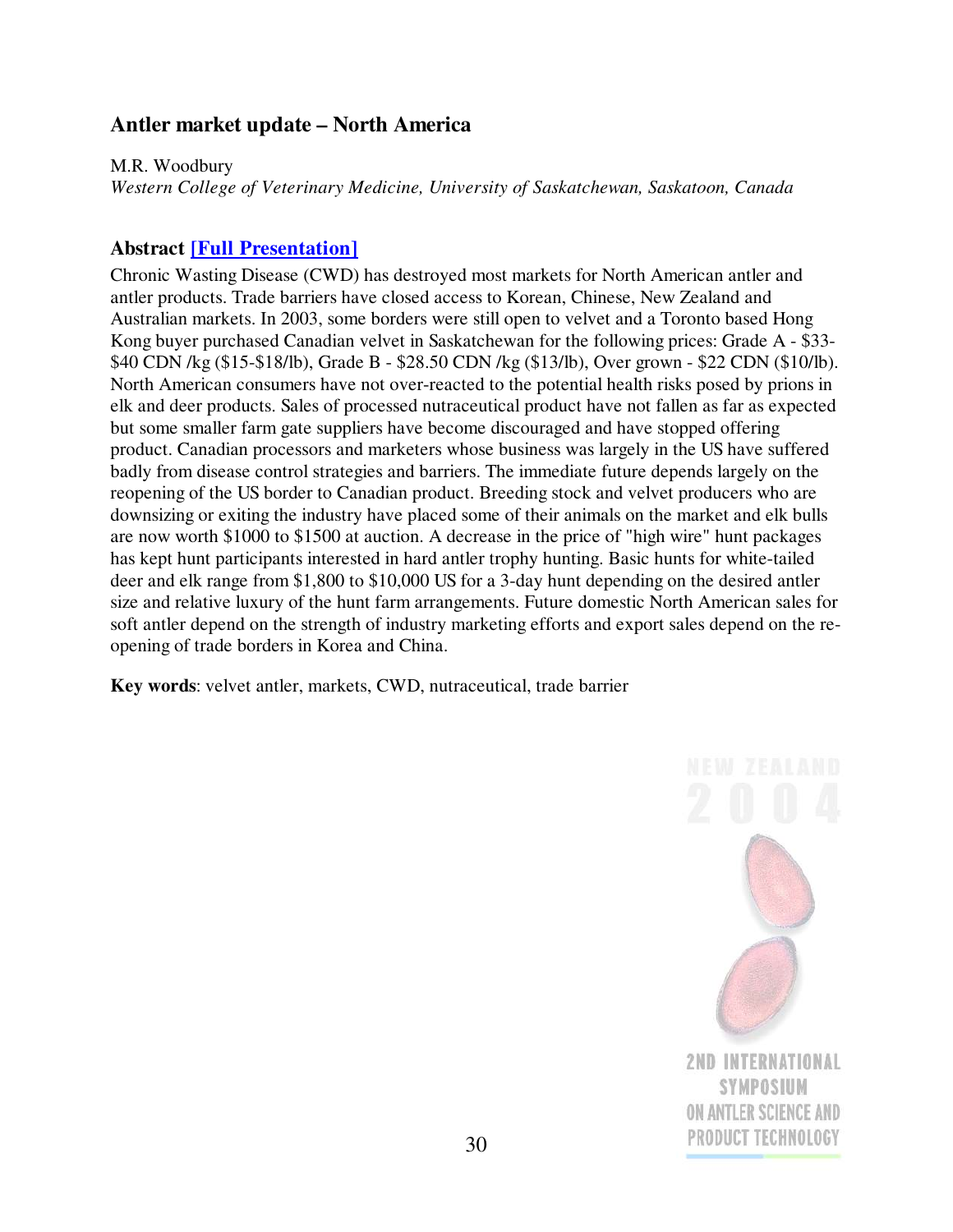## Antler market update – North America

M.R. Woodbury

*Western College of Veterinary Medicine, University of Saskatchewan, Saskatoon, Canada*

### Abstract [Full Presentation]

Chronic Wasting Disease (CWD) has destroyed most markets for North American antler and antler products. Trade barriers have closed access to Korean, Chinese, New Zealand and Australian markets. In 2003, some borders were still open to velvet and a Toronto based Hong Kong buyer purchased Canadian velvet in Saskatchewan for the following prices: Grade A - $33-$40 CDN /kg ($15-$18/lb), Grade B - $28.50 CDN /kg ($13/lb), Over grown - $22 CDN ($10/lb). North American consumers have not over-reacted to the potential health risks posed by prions in elk and deer products. Sales of processed nutraceutical product have not fallen as far as expected but some smaller farm gate suppliers have become discouraged and have stopped offering product. Canadian processors and marketers whose business was largely in the US have suffered badly from disease control strategies and barriers. The immediate future depends largely on the reopening of the US border to Canadian product. Breeding stock and velvet producers who are downsizing or exiting the industry have placed some of their animals on the market and elk bulls are now worth $1000 to $1500 at auction. A decrease in the price of "high wire" hunt packages has kept hunt participants interested in hard antler trophy hunting. Basic hunts for white-tailed deer and elk range from $1,800 to $10,000 US for a 3-day hunt depending on the desired antler size and relative luxury of the hunt farm arrangements. Future domestic North American sales for soft antler depend on the strength of industry marketing efforts and export sales depend on the re-opening of trade borders in Korea and China.

**Key words**: velvet antler, markets, CWD, nutraceutical, trade barrier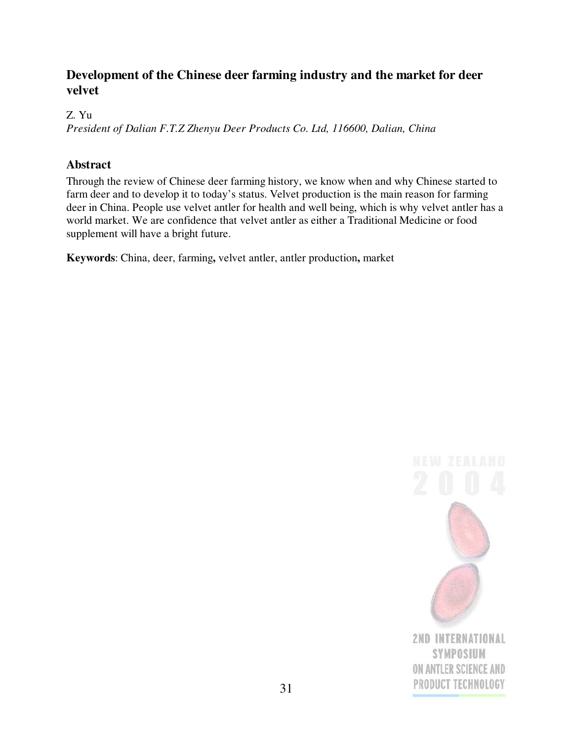## Development of the Chinese deer farming industry and the market for deer velvet

Z. Yu

*President of Dalian F.T.Z Zhenyu Deer Products Co. Ltd, 116600, Dalian, China*

### Abstract

Through the review of Chinese deer farming history, we know when and why Chinese started to farm deer and to develop it to today's status. Velvet production is the main reason for farming deer in China. People use velvet antler for health and well being, which is why velvet antler has a world market. We are confidence that velvet antler as either a Traditional Medicine or food supplement will have a bright future.

**Keywords**: China, deer, farming**,** velvet antler, antler production**,** market